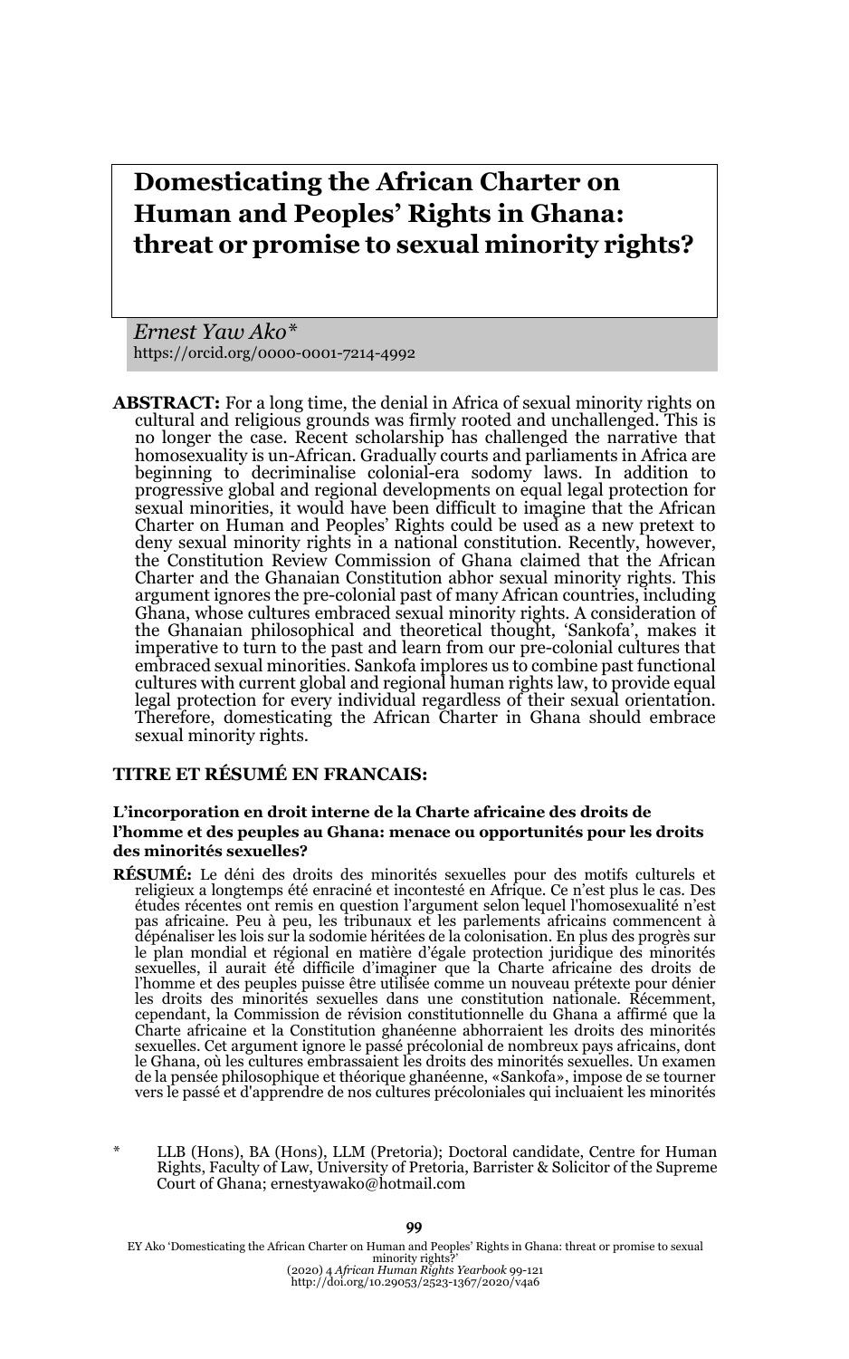# Domesticating the African Charter on Human and Peoples' Rights in Ghana: threat or promise to sexual minority rights?

*Ernest Yaw Ako\**
https://orcid.org/0000-0001-7214-4992

**ABSTRACT:** For a long time, the denial in Africa of sexual minority rights on cultural and religious grounds was firmly rooted and unchallenged. This is no longer the case. Recent scholarship has challenged the narrative that homosexuality is un-African. Gradually courts and parliaments in Africa are beginning to decriminalise colonial-era sodomy laws. In addition to progressive global and regional developments on equal legal protection for sexual minorities, it would have been difficult to imagine that the African Charter on Human and Peoples' Rights could be used as a new pretext to deny sexual minority rights in a national constitution. Recently, however, the Constitution Review Commission of Ghana claimed that the African Charter and the Ghanaian Constitution abhor sexual minority rights. This argument ignores the pre-colonial past of many African countries, including Ghana, whose cultures embraced sexual minority rights. A consideration of the Ghanaian philosophical and theoretical thought, 'Sankofa', makes it imperative to turn to the past and learn from our pre-colonial cultures that embraced sexual minorities. Sankofa implores us to combine past functional cultures with current global and regional human rights law, to provide equal legal protection for every individual regardless of their sexual orientation. Therefore, domesticating the African Charter in Ghana should embrace sexual minority rights.

**TITRE ET RÉSUMÉ EN FRANCAIS:**

**L'incorporation en droit interne de la Charte africaine des droits de l'homme et des peuples au Ghana: menace ou opportunités pour les droits des minorités sexuelles?**

**RÉSUMÉ:** Le déni des droits des minorités sexuelles pour des motifs culturels et religieux a longtemps été enraciné et incontesté en Afrique. Ce n'est plus le cas. Des études récentes ont remis en question l'argument selon lequel l'homosexualité n'est pas africaine. Peu à peu, les tribunaux et les parlements africains commencent à dépénaliser les lois sur la sodomie héritées de la colonisation. En plus des progrès sur le plan mondial et régional en matière d'égale protection juridique des minorités sexuelles, il aurait été difficile d'imaginer que la Charte africaine des droits de l'homme et des peuples puisse être utilisée comme un nouveau prétexte pour dénier les droits des minorités sexuelles dans une constitution nationale. Récemment, cependant, la Commission de révision constitutionnelle du Ghana a affirmé que la Charte africaine et la Constitution ghanéenne abhorraient les droits des minorités sexuelles. Cet argument ignore le passé précolonial de nombreux pays africains, dont le Ghana, où les cultures embrassaient les droits des minorités sexuelles. Un examen de la pensée philosophique et théorique ghanéenne, «Sankofa», impose de se tourner vers le passé et d'apprendre de nos cultures précoloniales qui incluaient les minorités

\* LLB (Hons), BA (Hons), LLM (Pretoria); Doctoral candidate, Centre for Human Rights, Faculty of Law, University of Pretoria, Barrister & Solicitor of the Supreme Court of Ghana; ernestyawako@hotmail.com

EY Ako 'Domesticating the African Charter on Human and Peoples' Rights in Ghana: threat or promise to sexual minority rights?'
(2020) 4 *African Human Rights Yearbook* 99-121
http://doi.org/10.29053/2523-1367/2020/v4a6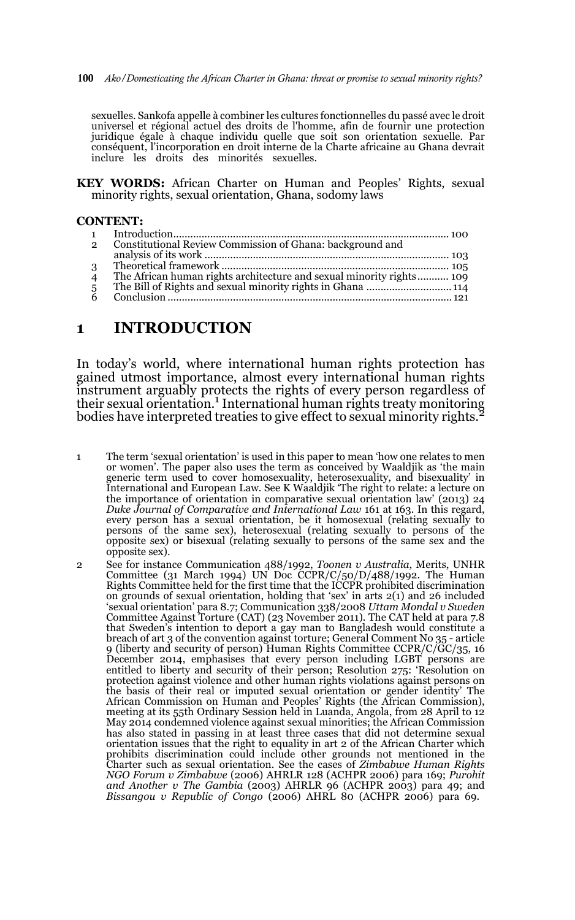sexuelles. Sankofa appelle à combiner les cultures fonctionnelles du passé avec le droit universel et régional actuel des droits de l'homme, afin de fournir une protection juridique égale à chaque individu quelle que soit son orientation sexuelle. Par conséquent, l'incorporation en droit interne de la Charte africaine au Ghana devrait inclure les droits des minorités sexuelles.

**KEY WORDS:** African Charter on Human and Peoples' Rights, sexual minority rights, sexual orientation, Ghana, sodomy laws

**CONTENT:**

1 Introduction ........ 100
2 Constitutional Review Commission of Ghana: background and analysis of its work ........ 103
3 Theoretical framework ........ 105
4 The African human rights architecture and sexual minority rights ........ 109
5 The Bill of Rights and sexual minority rights in Ghana ........ 114
6 Conclusion ........ 121

# 1 INTRODUCTION

In today's world, where international human rights protection has gained utmost importance, almost every international human rights instrument arguably protects the rights of every person regardless of their sexual orientation.[1] International human rights treaty monitoring bodies have interpreted treaties to give effect to sexual minority rights.[2]

1 The term 'sexual orientation' is used in this paper to mean 'how one relates to men or women'. The paper also uses the term as conceived by Waaldjik as 'the main generic term used to cover homosexuality, heterosexuality, and bisexuality' in International and European Law. See K Waaldjik 'The right to relate: a lecture on the importance of orientation in comparative sexual orientation law' (2013) 24 *Duke Journal of Comparative and International Law* 161 at 163. In this regard, every person has a sexual orientation, be it homosexual (relating sexually to persons of the same sex), heterosexual (relating sexually to persons of the opposite sex) or bisexual (relating sexually to persons of the same sex and the opposite sex).

2 See for instance Communication 488/1992, *Toonen v Australia*, Merits, UNHR Committee (31 March 1994) UN Doc CCPR/C/50/D/488/1992. The Human Rights Committee held for the first time that the ICCPR prohibited discrimination on grounds of sexual orientation, holding that 'sex' in arts 2(1) and 26 included 'sexual orientation' para 8.7; Communication 338/2008 *Uttam Mondal v Sweden* Committee Against Torture (CAT) (23 November 2011). The CAT held at para 7.8 that Sweden's intention to deport a gay man to Bangladesh would constitute a breach of art 3 of the convention against torture; General Comment No 35 - article 9 (liberty and security of person) Human Rights Committee CCPR/C/GC/35, 16 December 2014, emphasises that every person including LGBT persons are entitled to liberty and security of their person; Resolution 275: 'Resolution on protection against violence and other human rights violations against persons on the basis of their real or imputed sexual orientation or gender identity' The African Commission on Human and Peoples' Rights (the African Commission), meeting at its 55th Ordinary Session held in Luanda, Angola, from 28 April to 12 May 2014 condemned violence against sexual minorities; the African Commission has also stated in passing in at least three cases that did not determine sexual orientation issues that the right to equality in art 2 of the African Charter which prohibits discrimination could include other grounds not mentioned in the Charter such as sexual orientation. See the cases of *Zimbabwe Human Rights NGO Forum v Zimbabwe* (2006) AHRLR 128 (ACHPR 2006) para 169; *Purohit and Another v The Gambia* (2003) AHRLR 96 (ACHPR 2003) para 49; and *Bissangou v Republic of Congo* (2006) AHRL 80 (ACHPR 2006) para 69.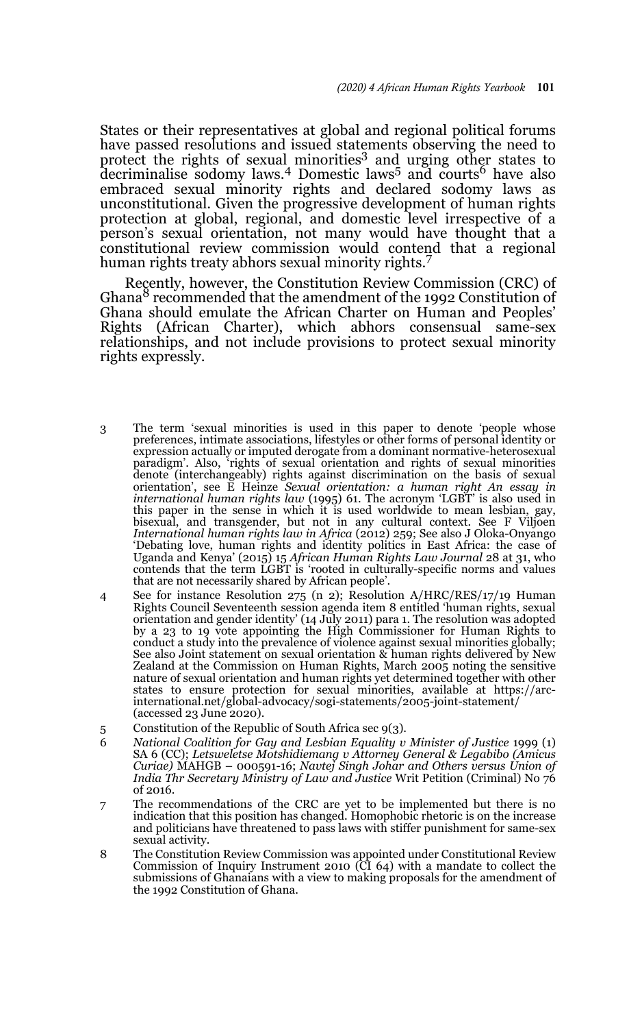States or their representatives at global and regional political forums have passed resolutions and issued statements observing the need to protect the rights of sexual minorities[3] and urging other states to decriminalise sodomy laws.[4] Domestic laws[5] and courts[6] have also embraced sexual minority rights and declared sodomy laws as unconstitutional. Given the progressive development of human rights protection at global, regional, and domestic level irrespective of a person's sexual orientation, not many would have thought that a constitutional review commission would contend that a regional human rights treaty abhors sexual minority rights.[7]

Recently, however, the Constitution Review Commission (CRC) of Ghana[8] recommended that the amendment of the 1992 Constitution of Ghana should emulate the African Charter on Human and Peoples' Rights (African Charter), which abhors consensual same-sex relationships, and not include provisions to protect sexual minority rights expressly.

3 The term 'sexual minorities is used in this paper to denote 'people whose preferences, intimate associations, lifestyles or other forms of personal identity or expression actually or imputed derogate from a dominant normative-heterosexual paradigm'. Also, 'rights of sexual orientation and rights of sexual minorities denote (interchangeably) rights against discrimination on the basis of sexual orientation', see E Heinze *Sexual orientation: a human right An essay in international human rights law* (1995) 61. The acronym 'LGBT' is also used in this paper in the sense in which it is used worldwide to mean lesbian, gay, bisexual, and transgender, but not in any cultural context. See F Viljoen *International human rights law in Africa* (2012) 259; See also J Oloka-Onyango 'Debating love, human rights and identity politics in East Africa: the case of Uganda and Kenya' (2015) 15 *African Human Rights Law Journal* 28 at 31, who contends that the term LGBT is 'rooted in culturally-specific norms and values that are not necessarily shared by African people'.

4 See for instance Resolution 275 (n 2); Resolution A/HRC/RES/17/19 Human Rights Council Seventeenth session agenda item 8 entitled 'human rights, sexual orientation and gender identity' (14 July 2011) para 1. The resolution was adopted by a 23 to 19 vote appointing the High Commissioner for Human Rights to conduct a study into the prevalence of violence against sexual minorities globally; See also Joint statement on sexual orientation & human rights delivered by New Zealand at the Commission on Human Rights, March 2005 noting the sensitive nature of sexual orientation and human rights yet determined together with other states to ensure protection for sexual minorities, available at https://arc-international.net/global-advocacy/sogi-statements/2005-joint-statement/ (accessed 23 June 2020).

5 Constitution of the Republic of South Africa sec 9(3).

6 *National Coalition for Gay and Lesbian Equality v Minister of Justice* 1999 (1) SA 6 (CC); *Letsweletse Motshidiemang v Attorney General & Legabibo (Amicus Curiae)* MAHGB – 000591-16; *Navtej Singh Johar and Others versus Union of India Thr Secretary Ministry of Law and Justice* Writ Petition (Criminal) No 76 of 2016.

7 The recommendations of the CRC are yet to be implemented but there is no indication that this position has changed. Homophobic rhetoric is on the increase and politicians have threatened to pass laws with stiffer punishment for same-sex sexual activity.

8 The Constitution Review Commission was appointed under Constitutional Review Commission of Inquiry Instrument 2010 (CI 64) with a mandate to collect the submissions of Ghanaians with a view to making proposals for the amendment of the 1992 Constitution of Ghana.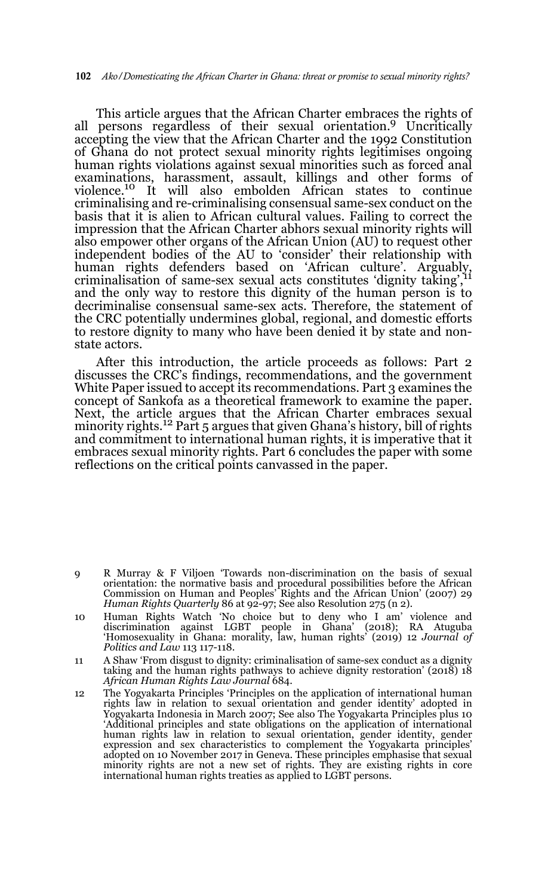This article argues that the African Charter embraces the rights of all persons regardless of their sexual orientation.[9] Uncritically accepting the view that the African Charter and the 1992 Constitution of Ghana do not protect sexual minority rights legitimises ongoing human rights violations against sexual minorities such as forced anal examinations, harassment, assault, killings and other forms of violence.[10] It will also embolden African states to continue criminalising and re-criminalising consensual same-sex conduct on the basis that it is alien to African cultural values. Failing to correct the impression that the African Charter abhors sexual minority rights will also empower other organs of the African Union (AU) to request other independent bodies of the AU to 'consider' their relationship with human rights defenders based on 'African culture'. Arguably, criminalisation of same-sex sexual acts constitutes 'dignity taking',[11] and the only way to restore this dignity of the human person is to decriminalise consensual same-sex acts. Therefore, the statement of the CRC potentially undermines global, regional, and domestic efforts to restore dignity to many who have been denied it by state and non-state actors.

After this introduction, the article proceeds as follows: Part 2 discusses the CRC's findings, recommendations, and the government White Paper issued to accept its recommendations. Part 3 examines the concept of Sankofa as a theoretical framework to examine the paper. Next, the article argues that the African Charter embraces sexual minority rights.[12] Part 5 argues that given Ghana's history, bill of rights and commitment to international human rights, it is imperative that it embraces sexual minority rights. Part 6 concludes the paper with some reflections on the critical points canvassed in the paper.

---

9 R Murray & F Viljoen 'Towards non-discrimination on the basis of sexual orientation: the normative basis and procedural possibilities before the African Commission on Human and Peoples' Rights and the African Union' (2007) 29 *Human Rights Quarterly* 86 at 92-97; See also Resolution 275 (n 2).

10 Human Rights Watch 'No choice but to deny who I am' violence and discrimination against LGBT people in Ghana' (2018); RA Atuguba 'Homosexuality in Ghana: morality, law, human rights' (2019) 12 *Journal of Politics and Law* 113 117-118.

11 A Shaw 'From disgust to dignity: criminalisation of same-sex conduct as a dignity taking and the human rights pathways to achieve dignity restoration' (2018) 18 *African Human Rights Law Journal* 684.

12 The Yogyakarta Principles 'Principles on the application of international human rights law in relation to sexual orientation and gender identity' adopted in Yogyakarta Indonesia in March 2007; See also The Yogyakarta Principles plus 10 'Additional principles and state obligations on the application of international human rights law in relation to sexual orientation, gender identity, gender expression and sex characteristics to complement the Yogyakarta principles' adopted on 10 November 2017 in Geneva. These principles emphasise that sexual minority rights are not a new set of rights. They are existing rights in core international human rights treaties as applied to LGBT persons.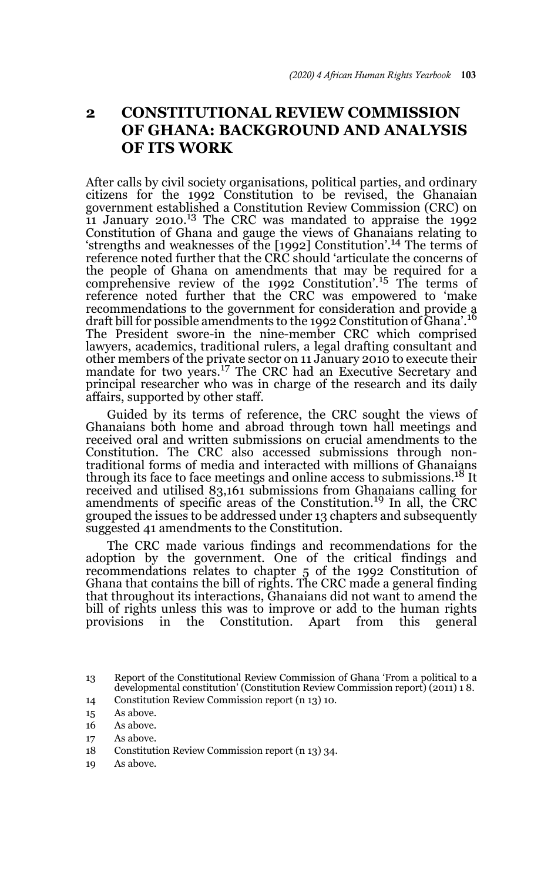## 2 CONSTITUTIONAL REVIEW COMMISSION OF GHANA: BACKGROUND AND ANALYSIS OF ITS WORK

After calls by civil society organisations, political parties, and ordinary citizens for the 1992 Constitution to be revised, the Ghanaian government established a Constitution Review Commission (CRC) on 11 January 2010.[13] The CRC was mandated to appraise the 1992 Constitution of Ghana and gauge the views of Ghanaians relating to 'strengths and weaknesses of the [1992] Constitution'.[14] The terms of reference noted further that the CRC should 'articulate the concerns of the people of Ghana on amendments that may be required for a comprehensive review of the 1992 Constitution'.[15] The terms of reference noted further that the CRC was empowered to 'make recommendations to the government for consideration and provide a draft bill for possible amendments to the 1992 Constitution of Ghana'.[16] The President swore-in the nine-member CRC which comprised lawyers, academics, traditional rulers, a legal drafting consultant and other members of the private sector on 11 January 2010 to execute their mandate for two years.[17] The CRC had an Executive Secretary and principal researcher who was in charge of the research and its daily affairs, supported by other staff.

Guided by its terms of reference, the CRC sought the views of Ghanaians both home and abroad through town hall meetings and received oral and written submissions on crucial amendments to the Constitution. The CRC also accessed submissions through non-traditional forms of media and interacted with millions of Ghanaians through its face to face meetings and online access to submissions.[18] It received and utilised 83,161 submissions from Ghanaians calling for amendments of specific areas of the Constitution.[19] In all, the CRC grouped the issues to be addressed under 13 chapters and subsequently suggested 41 amendments to the Constitution.

The CRC made various findings and recommendations for the adoption by the government. One of the critical findings and recommendations relates to chapter 5 of the 1992 Constitution of Ghana that contains the bill of rights. The CRC made a general finding that throughout its interactions, Ghanaians did not want to amend the bill of rights unless this was to improve or add to the human rights provisions in the Constitution. Apart from this general

---

13 Report of the Constitutional Review Commission of Ghana 'From a political to a developmental constitution' (Constitution Review Commission report) (2011) 1 8.

14 Constitution Review Commission report (n 13) 10.

15 As above.

16 As above.

17 As above.

18 Constitution Review Commission report (n 13) 34.

19 As above.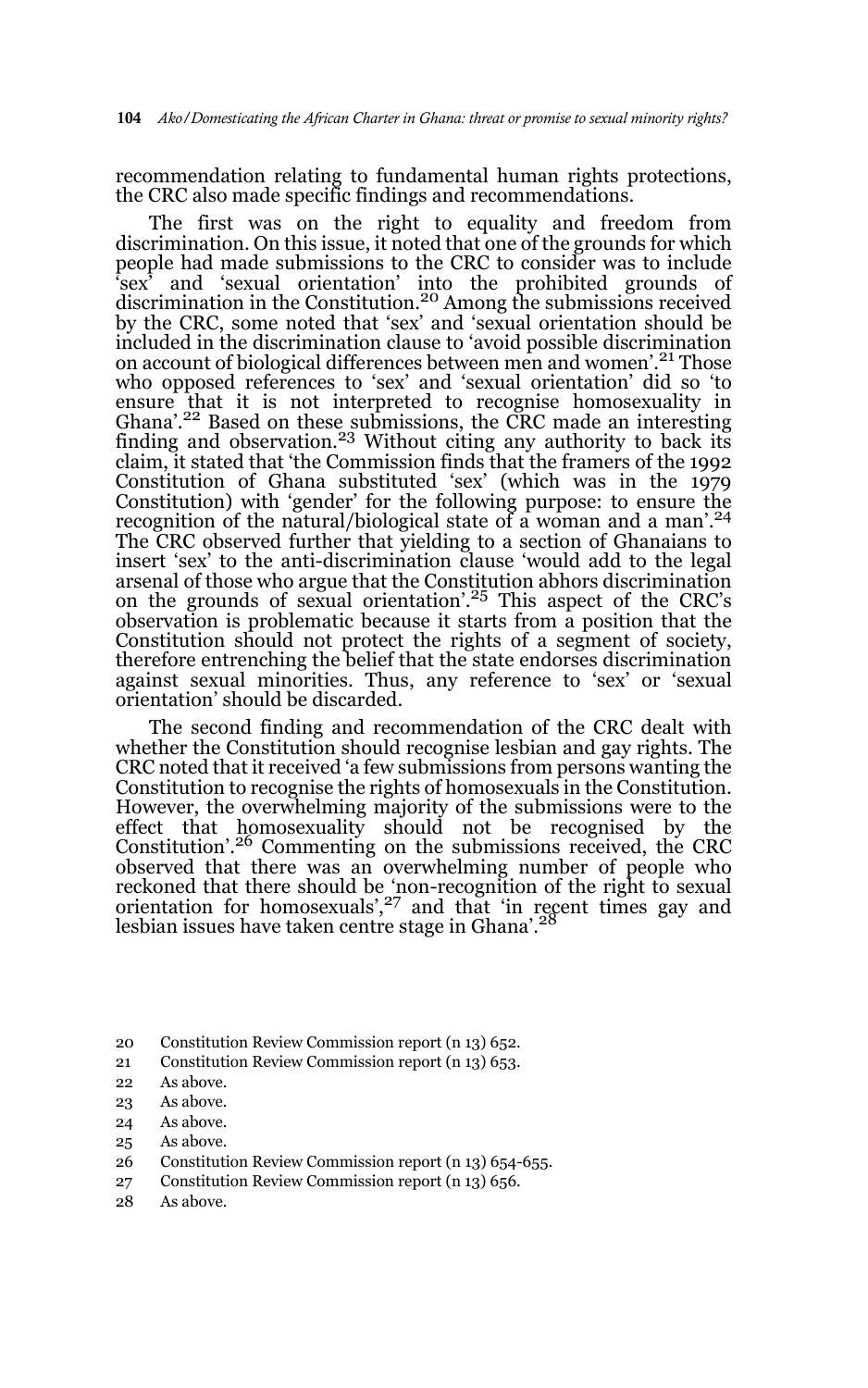recommendation relating to fundamental human rights protections, the CRC also made specific findings and recommendations.

The first was on the right to equality and freedom from discrimination. On this issue, it noted that one of the grounds for which people had made submissions to the CRC to consider was to include 'sex' and 'sexual orientation' into the prohibited grounds of discrimination in the Constitution.[20] Among the submissions received by the CRC, some noted that 'sex' and 'sexual orientation should be included in the discrimination clause to 'avoid possible discrimination on account of biological differences between men and women'.[21] Those who opposed references to 'sex' and 'sexual orientation' did so 'to ensure that it is not interpreted to recognise homosexuality in Ghana'.[22] Based on these submissions, the CRC made an interesting finding and observation.[23] Without citing any authority to back its claim, it stated that 'the Commission finds that the framers of the 1992 Constitution of Ghana substituted 'sex' (which was in the 1979 Constitution) with 'gender' for the following purpose: to ensure the recognition of the natural/biological state of a woman and a man'.[24] The CRC observed further that yielding to a section of Ghanaians to insert 'sex' to the anti-discrimination clause 'would add to the legal arsenal of those who argue that the Constitution abhors discrimination on the grounds of sexual orientation'.[25] This aspect of the CRC's observation is problematic because it starts from a position that the Constitution should not protect the rights of a segment of society, therefore entrenching the belief that the state endorses discrimination against sexual minorities. Thus, any reference to 'sex' or 'sexual orientation' should be discarded.

The second finding and recommendation of the CRC dealt with whether the Constitution should recognise lesbian and gay rights. The CRC noted that it received 'a few submissions from persons wanting the Constitution to recognise the rights of homosexuals in the Constitution. However, the overwhelming majority of the submissions were to the effect that homosexuality should not be recognised by the Constitution'.[26] Commenting on the submissions received, the CRC observed that there was an overwhelming number of people who reckoned that there should be 'non-recognition of the right to sexual orientation for homosexuals',[27] and that 'in recent times gay and lesbian issues have taken centre stage in Ghana'.[28]

---

20 Constitution Review Commission report (n 13) 652.

21 Constitution Review Commission report (n 13) 653.

22 As above.

23 As above.

24 As above.

25 As above.

26 Constitution Review Commission report (n 13) 654-655.

27 Constitution Review Commission report (n 13) 656.

28 As above.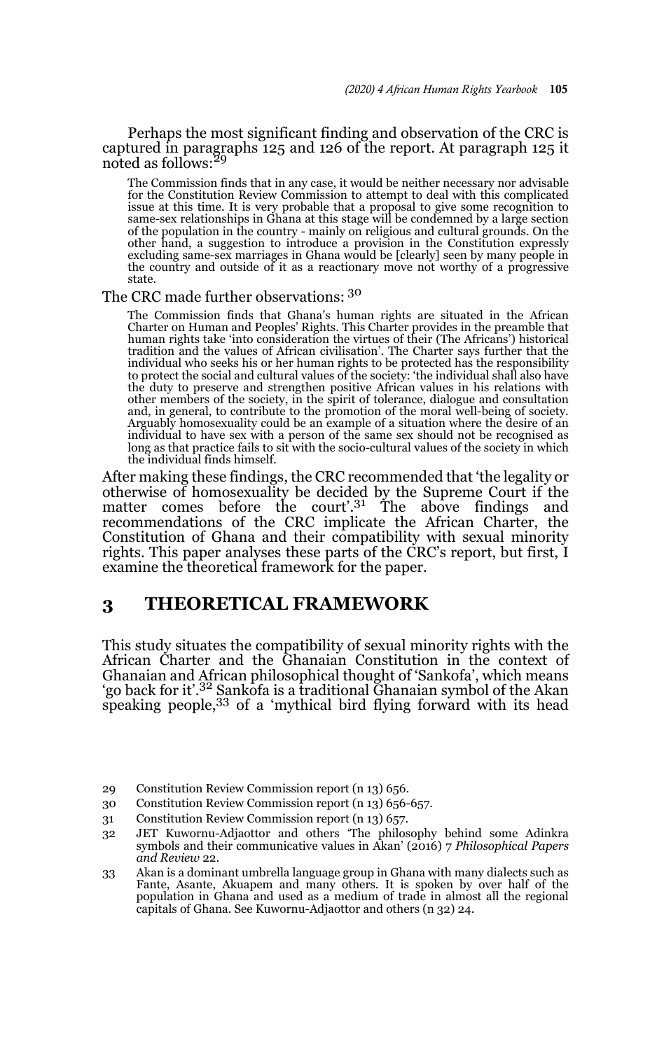Perhaps the most significant finding and observation of the CRC is captured in paragraphs 125 and 126 of the report. At paragraph 125 it noted as follows:[29]

> The Commission finds that in any case, it would be neither necessary nor advisable for the Constitution Review Commission to attempt to deal with this complicated issue at this time. It is very probable that a proposal to give some recognition to same-sex relationships in Ghana at this stage will be condemned by a large section of the population in the country - mainly on religious and cultural grounds. On the other hand, a suggestion to introduce a provision in the Constitution expressly excluding same-sex marriages in Ghana would be [clearly] seen by many people in the country and outside of it as a reactionary move not worthy of a progressive state.

The CRC made further observations: [30]

> The Commission finds that Ghana's human rights are situated in the African Charter on Human and Peoples' Rights. This Charter provides in the preamble that human rights take 'into consideration the virtues of their (The Africans') historical tradition and the values of African civilisation'. The Charter says further that the individual who seeks his or her human rights to be protected has the responsibility to protect the social and cultural values of the society: 'the individual shall also have the duty to preserve and strengthen positive African values in his relations with other members of the society, in the spirit of tolerance, dialogue and consultation and, in general, to contribute to the promotion of the moral well-being of society. Arguably homosexuality could be an example of a situation where the desire of an individual to have sex with a person of the same sex should not be recognised as long as that practice fails to sit with the socio-cultural values of the society in which the individual finds himself.

After making these findings, the CRC recommended that 'the legality or otherwise of homosexuality be decided by the Supreme Court if the matter comes before the court'.[31] The above findings and recommendations of the CRC implicate the African Charter, the Constitution of Ghana and their compatibility with sexual minority rights. This paper analyses these parts of the CRC's report, but first, I examine the theoretical framework for the paper.

## 3 THEORETICAL FRAMEWORK

This study situates the compatibility of sexual minority rights with the African Charter and the Ghanaian Constitution in the context of Ghanaian and African philosophical thought of 'Sankofa', which means 'go back for it'.[32] Sankofa is a traditional Ghanaian symbol of the Akan speaking people,[33] of a 'mythical bird flying forward with its head

---

29 Constitution Review Commission report (n 13) 656.

30 Constitution Review Commission report (n 13) 656-657.

31 Constitution Review Commission report (n 13) 657.

32 JET Kuwornu-Adjaottor and others 'The philosophy behind some Adinkra symbols and their communicative values in Akan' (2016) 7 *Philosophical Papers and Review* 22.

33 Akan is a dominant umbrella language group in Ghana with many dialects such as Fante, Asante, Akuapem and many others. It is spoken by over half of the population in Ghana and used as a medium of trade in almost all the regional capitals of Ghana. See Kuwornu-Adjaottor and others (n 32) 24.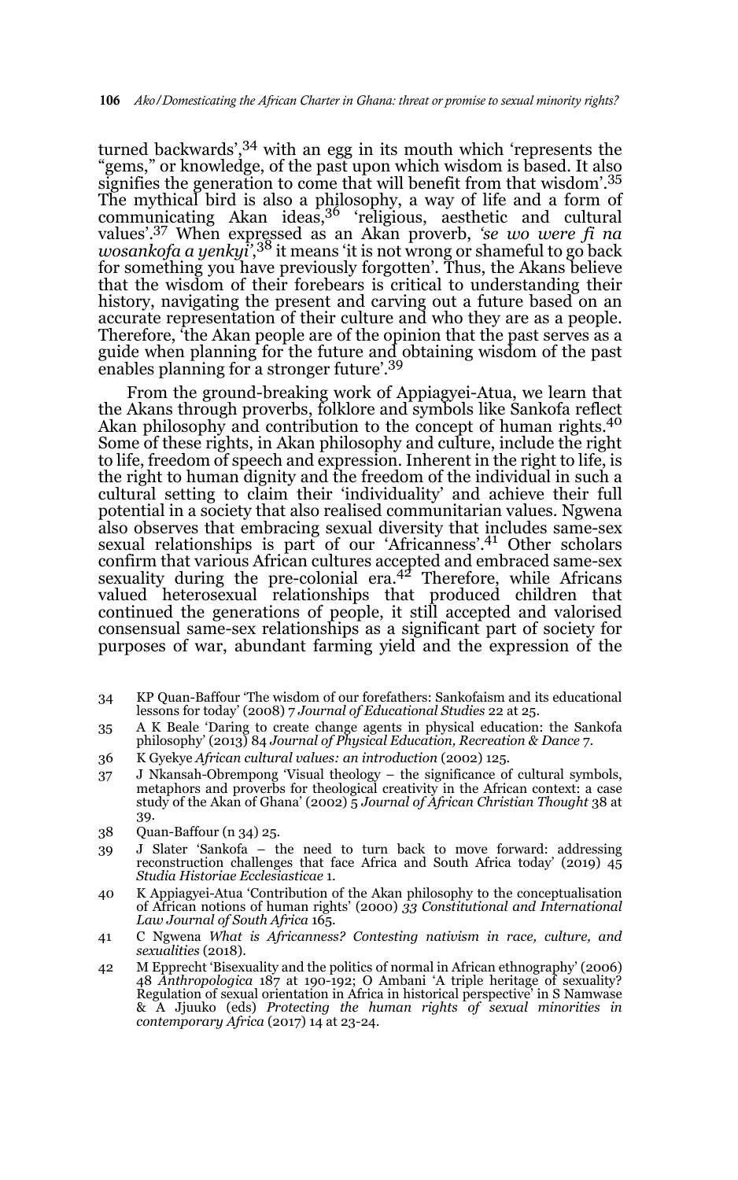turned backwards',[34] with an egg in its mouth which 'represents the "gems," or knowledge, of the past upon which wisdom is based. It also signifies the generation to come that will benefit from that wisdom'.[35] The mythical bird is also a philosophy, a way of life and a form of communicating Akan ideas,[36] 'religious, aesthetic and cultural values'.[37] When expressed as an Akan proverb, *'se wo were fi na wosankofa a yenkyi'*,[38] it means 'it is not wrong or shameful to go back for something you have previously forgotten'. Thus, the Akans believe that the wisdom of their forebears is critical to understanding their history, navigating the present and carving out a future based on an accurate representation of their culture and who they are as a people. Therefore, 'the Akan people are of the opinion that the past serves as a guide when planning for the future and obtaining wisdom of the past enables planning for a stronger future'.[39]

From the ground-breaking work of Appiagyei-Atua, we learn that the Akans through proverbs, folklore and symbols like Sankofa reflect Akan philosophy and contribution to the concept of human rights.[40] Some of these rights, in Akan philosophy and culture, include the right to life, freedom of speech and expression. Inherent in the right to life, is the right to human dignity and the freedom of the individual in such a cultural setting to claim their 'individuality' and achieve their full potential in a society that also realised communitarian values. Ngwena also observes that embracing sexual diversity that includes same-sex sexual relationships is part of our 'Africanness'.[41] Other scholars confirm that various African cultures accepted and embraced same-sex sexuality during the pre-colonial era.[42] Therefore, while Africans valued heterosexual relationships that produced children that continued the generations of people, it still accepted and valorised consensual same-sex relationships as a significant part of society for purposes of war, abundant farming yield and the expression of the

34 KP Quan-Baffour 'The wisdom of our forefathers: Sankofaism and its educational lessons for today' (2008) 7 *Journal of Educational Studies* 22 at 25.

35 A K Beale 'Daring to create change agents in physical education: the Sankofa philosophy' (2013) 84 *Journal of Physical Education, Recreation & Dance* 7.

36 K Gyekye *African cultural values: an introduction* (2002) 125.

37 J Nkansah-Obrempong 'Visual theology – the significance of cultural symbols, metaphors and proverbs for theological creativity in the African context: a case study of the Akan of Ghana' (2002) 5 *Journal of African Christian Thought* 38 at 39.

38 Quan-Baffour (n 34) 25.

39 J Slater 'Sankofa – the need to turn back to move forward: addressing reconstruction challenges that face Africa and South Africa today' (2019) 45 *Studia Historiae Ecclesiasticae* 1.

40 K Appiagyei-Atua 'Contribution of the Akan philosophy to the conceptualisation of African notions of human rights' (2000) *33 Constitutional and International Law Journal of South Africa* 165.

41 C Ngwena *What is Africanness? Contesting nativism in race, culture, and sexualities* (2018).

42 M Epprecht 'Bisexuality and the politics of normal in African ethnography' (2006) 48 *Anthropologica* 187 at 190-192; O Ambani 'A triple heritage of sexuality? Regulation of sexual orientation in Africa in historical perspective' in S Namwase & A Jjuuko (eds) *Protecting the human rights of sexual minorities in contemporary Africa* (2017) 14 at 23-24.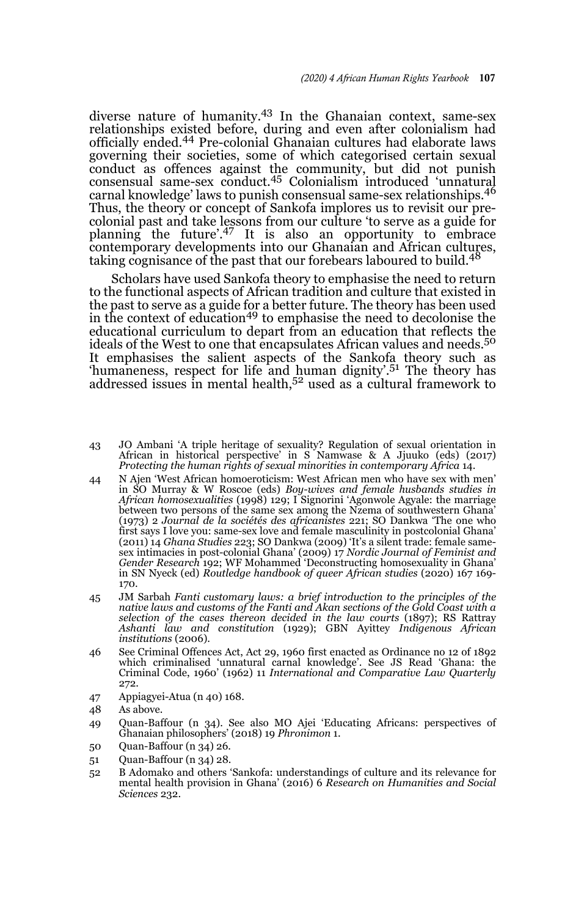diverse nature of humanity.[43] In the Ghanaian context, same-sex relationships existed before, during and even after colonialism had officially ended.[44] Pre-colonial Ghanaian cultures had elaborate laws governing their societies, some of which categorised certain sexual conduct as offences against the community, but did not punish consensual same-sex conduct.[45] Colonialism introduced 'unnatural carnal knowledge' laws to punish consensual same-sex relationships.[46] Thus, the theory or concept of Sankofa implores us to revisit our pre-colonial past and take lessons from our culture 'to serve as a guide for planning the future'.[47] It is also an opportunity to embrace contemporary developments into our Ghanaian and African cultures, taking cognisance of the past that our forebears laboured to build.[48]

Scholars have used Sankofa theory to emphasise the need to return to the functional aspects of African tradition and culture that existed in the past to serve as a guide for a better future. The theory has been used in the context of education[49] to emphasise the need to decolonise the educational curriculum to depart from an education that reflects the ideals of the West to one that encapsulates African values and needs.[50] It emphasises the salient aspects of the Sankofa theory such as 'humaneness, respect for life and human dignity'.[51] The theory has addressed issues in mental health,[52] used as a cultural framework to

---

43 JO Ambani 'A triple heritage of sexuality? Regulation of sexual orientation in African in historical perspective' in S Namwase & A Jjuuko (eds) (2017) *Protecting the human rights of sexual minorities in contemporary Africa* 14.

44 N Ajen 'West African homoeroticism: West African men who have sex with men' in SO Murray & W Roscoe (eds) *Boy-wives and female husbands studies in African homosexualities* (1998) 129; I Signorini 'Agonwole Agyale: the marriage between two persons of the same sex among the Nzema of southwestern Ghana' (1973) 2 *Journal de la sociétés des africanistes* 221; SO Dankwa 'The one who first says I love you: same-sex love and female masculinity in postcolonial Ghana' (2011) 14 *Ghana Studies* 223; SO Dankwa (2009) 'It's a silent trade: female same-sex intimacies in post-colonial Ghana' (2009) 17 *Nordic Journal of Feminist and Gender Research* 192; WF Mohammed 'Deconstructing homosexuality in Ghana' in SN Nyeck (ed) *Routledge handbook of queer African studies* (2020) 167 169-170.

45 JM Sarbah *Fanti customary laws: a brief introduction to the principles of the native laws and customs of the Fanti and Akan sections of the Gold Coast with a selection of the cases thereon decided in the law courts* (1897); RS Rattray *Ashanti law and constitution* (1929); GBN Ayittey *Indigenous African institutions* (2006).

46 See Criminal Offences Act, Act 29, 1960 first enacted as Ordinance no 12 of 1892 which criminalised 'unnatural carnal knowledge'. See JS Read 'Ghana: the Criminal Code, 1960' (1962) 11 *International and Comparative Law Quarterly* 272.

47 Appiagyei-Atua (n 40) 168.

48 As above.

49 Quan-Baffour (n 34). See also MO Ajei 'Educating Africans: perspectives of Ghanaian philosophers' (2018) 19 *Phronimon* 1.

50 Quan-Baffour (n 34) 26.

51 Quan-Baffour (n 34) 28.

52 B Adomako and others 'Sankofa: understandings of culture and its relevance for mental health provision in Ghana' (2016) 6 *Research on Humanities and Social Sciences* 232.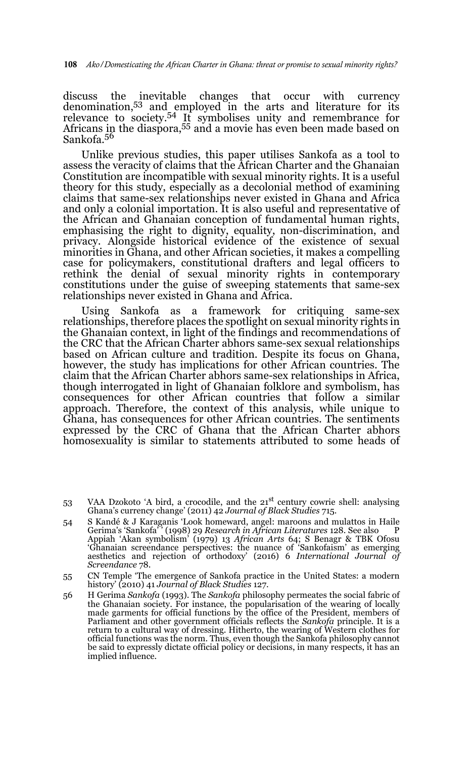discuss the inevitable changes that occur with currency denomination,[53] and employed in the arts and literature for its relevance to society.[54] It symbolises unity and remembrance for Africans in the diaspora,[55] and a movie has even been made based on Sankofa.[56]

Unlike previous studies, this paper utilises Sankofa as a tool to assess the veracity of claims that the African Charter and the Ghanaian Constitution are incompatible with sexual minority rights. It is a useful theory for this study, especially as a decolonial method of examining claims that same-sex relationships never existed in Ghana and Africa and only a colonial importation. It is also useful and representative of the African and Ghanaian conception of fundamental human rights, emphasising the right to dignity, equality, non-discrimination, and privacy. Alongside historical evidence of the existence of sexual minorities in Ghana, and other African societies, it makes a compelling case for policymakers, constitutional drafters and legal officers to rethink the denial of sexual minority rights in contemporary constitutions under the guise of sweeping statements that same-sex relationships never existed in Ghana and Africa.

Using Sankofa as a framework for critiquing same-sex relationships, therefore places the spotlight on sexual minority rights in the Ghanaian context, in light of the findings and recommendations of the CRC that the African Charter abhors same-sex sexual relationships based on African culture and tradition. Despite its focus on Ghana, however, the study has implications for other African countries. The claim that the African Charter abhors same-sex relationships in Africa, though interrogated in light of Ghanaian folklore and symbolism, has consequences for other African countries that follow a similar approach. Therefore, the context of this analysis, while unique to Ghana, has consequences for other African countries. The sentiments expressed by the CRC of Ghana that the African Charter abhors homosexuality is similar to statements attributed to some heads of

---

53 VAA Dzokoto 'A bird, a crocodile, and the 21st century cowrie shell: analysing Ghana's currency change' (2011) 42 *Journal of Black Studies* 715.

54 S Kandé & J Karaganis 'Look homeward, angel: maroons and mulattos in Haile Gerima's 'Sankofa'' (1998) 29 *Research in African Literatures* 128. See also P Appiah 'Akan symbolism' (1979) 13 *African Arts* 64; S Benagr & TBK Ofosu 'Ghanaian screendance perspectives: the nuance of 'Sankofaism' as emerging aesthetics and rejection of orthodoxy' (2016) 6 *International Journal of Screendance* 78.

55 CN Temple 'The emergence of Sankofa practice in the United States: a modern history' (2010) 41 *Journal of Black Studies* 127.

56 H Gerima *Sankofa* (1993). The *Sankofa* philosophy permeates the social fabric of the Ghanaian society. For instance, the popularisation of the wearing of locally made garments for official functions by the office of the President, members of Parliament and other government officials reflects the *Sankofa* principle. It is a return to a cultural way of dressing. Hitherto, the wearing of Western clothes for official functions was the norm. Thus, even though the Sankofa philosophy cannot be said to expressly dictate official policy or decisions, in many respects, it has an implied influence.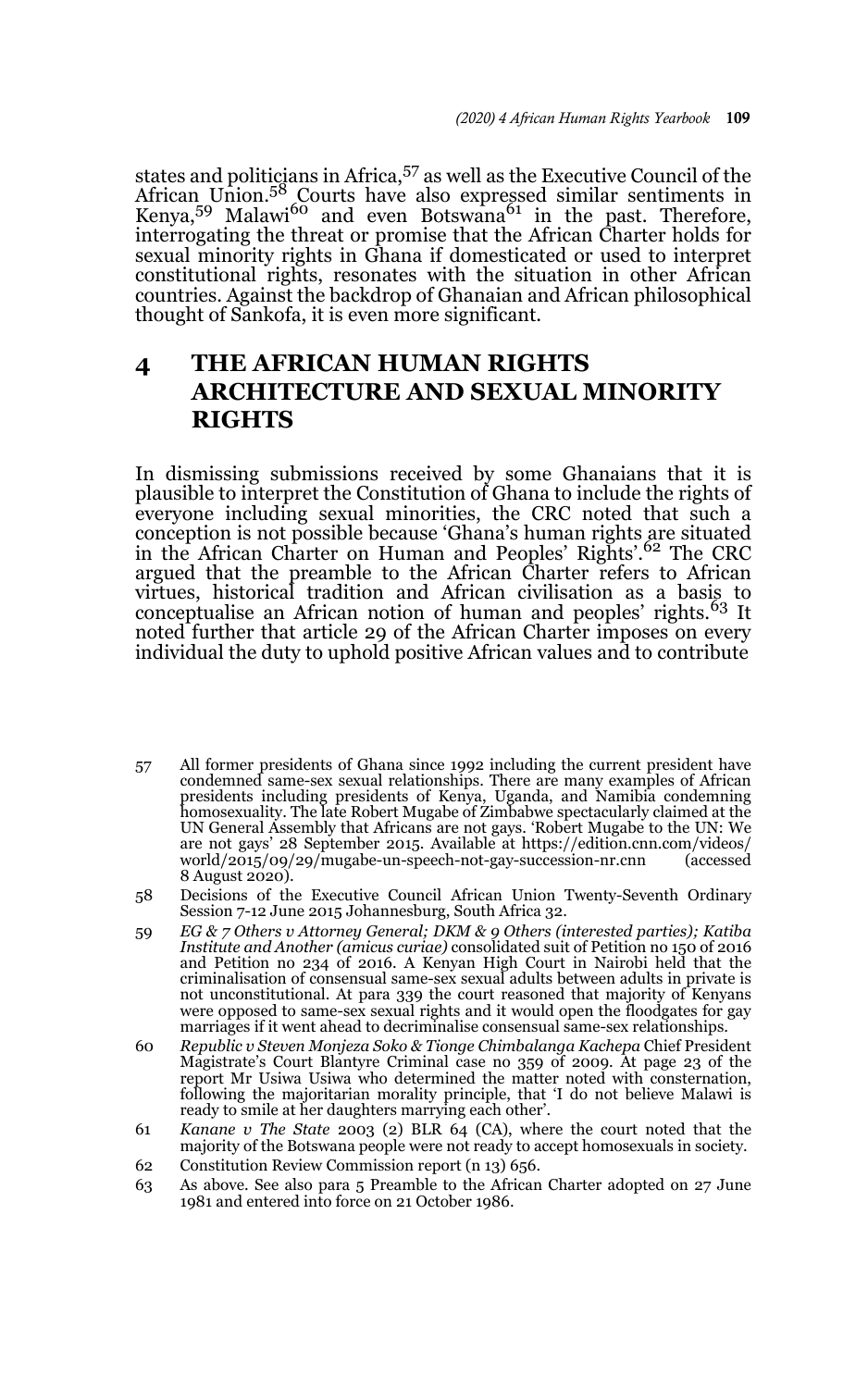states and politicians in Africa,[57] as well as the Executive Council of the African Union.[58] Courts have also expressed similar sentiments in Kenya,[59] Malawi[60] and even Botswana[61] in the past. Therefore, interrogating the threat or promise that the African Charter holds for sexual minority rights in Ghana if domesticated or used to interpret constitutional rights, resonates with the situation in other African countries. Against the backdrop of Ghanaian and African philosophical thought of Sankofa, it is even more significant.

## 4 THE AFRICAN HUMAN RIGHTS ARCHITECTURE AND SEXUAL MINORITY RIGHTS

In dismissing submissions received by some Ghanaians that it is plausible to interpret the Constitution of Ghana to include the rights of everyone including sexual minorities, the CRC noted that such a conception is not possible because 'Ghana's human rights are situated in the African Charter on Human and Peoples' Rights'.[62] The CRC argued that the preamble to the African Charter refers to African virtues, historical tradition and African civilisation as a basis to conceptualise an African notion of human and peoples' rights.[63] It noted further that article 29 of the African Charter imposes on every individual the duty to uphold positive African values and to contribute

---

57 All former presidents of Ghana since 1992 including the current president have condemned same-sex sexual relationships. There are many examples of African presidents including presidents of Kenya, Uganda, and Namibia condemning homosexuality. The late Robert Mugabe of Zimbabwe spectacularly claimed at the UN General Assembly that Africans are not gays. 'Robert Mugabe to the UN: We are not gays' 28 September 2015. Available at https://edition.cnn.com/videos/world/2015/09/29/mugabe-un-speech-not-gay-succession-nr.cnn (accessed 8 August 2020).

58 Decisions of the Executive Council African Union Twenty-Seventh Ordinary Session 7-12 June 2015 Johannesburg, South Africa 32.

59 *EG & 7 Others v Attorney General; DKM & 9 Others (interested parties); Katiba Institute and Another (amicus curiae)* consolidated suit of Petition no 150 of 2016 and Petition no 234 of 2016. A Kenyan High Court in Nairobi held that the criminalisation of consensual same-sex sexual adults between adults in private is not unconstitutional. At para 339 the court reasoned that majority of Kenyans were opposed to same-sex sexual rights and it would open the floodgates for gay marriages if it went ahead to decriminalise consensual same-sex relationships.

60 *Republic v Steven Monjeza Soko & Tionge Chimbalanga Kachepa* Chief President Magistrate's Court Blantyre Criminal case no 359 of 2009. At page 23 of the report Mr Usiwa Usiwa who determined the matter noted with consternation, following the majoritarian morality principle, that 'I do not believe Malawi is ready to smile at her daughters marrying each other'.

61 *Kanane v The State* 2003 (2) BLR 64 (CA), where the court noted that the majority of the Botswana people were not ready to accept homosexuals in society.

62 Constitution Review Commission report (n 13) 656.

63 As above. See also para 5 Preamble to the African Charter adopted on 27 June 1981 and entered into force on 21 October 1986.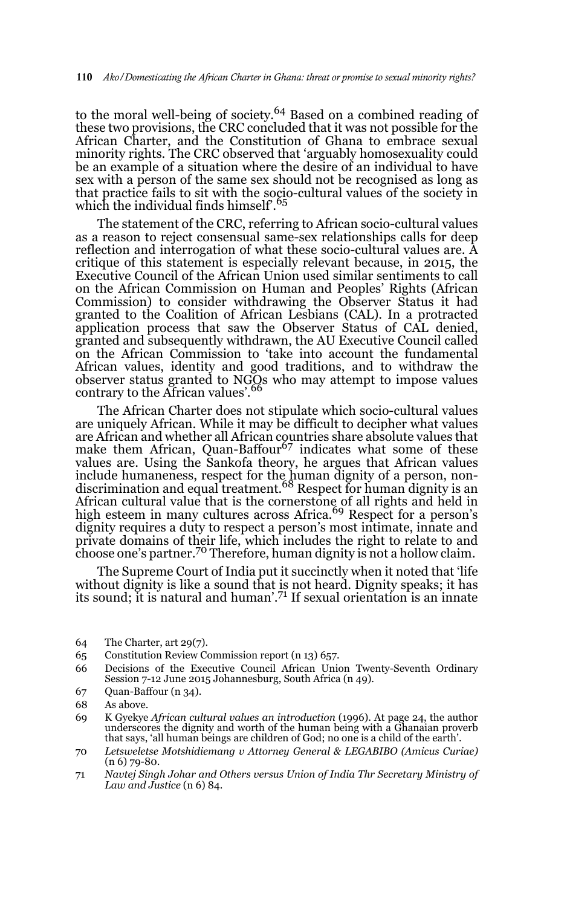to the moral well-being of society.[64] Based on a combined reading of these two provisions, the CRC concluded that it was not possible for the African Charter, and the Constitution of Ghana to embrace sexual minority rights. The CRC observed that 'arguably homosexuality could be an example of a situation where the desire of an individual to have sex with a person of the same sex should not be recognised as long as that practice fails to sit with the socio-cultural values of the society in which the individual finds himself'.[65]

The statement of the CRC, referring to African socio-cultural values as a reason to reject consensual same-sex relationships calls for deep reflection and interrogation of what these socio-cultural values are. A critique of this statement is especially relevant because, in 2015, the Executive Council of the African Union used similar sentiments to call on the African Commission on Human and Peoples' Rights (African Commission) to consider withdrawing the Observer Status it had granted to the Coalition of African Lesbians (CAL). In a protracted application process that saw the Observer Status of CAL denied, granted and subsequently withdrawn, the AU Executive Council called on the African Commission to 'take into account the fundamental African values, identity and good traditions, and to withdraw the observer status granted to NGOs who may attempt to impose values contrary to the African values'.[66]

The African Charter does not stipulate which socio-cultural values are uniquely African. While it may be difficult to decipher what values are African and whether all African countries share absolute values that make them African, Quan-Baffour[67] indicates what some of these values are. Using the Sankofa theory, he argues that African values include humaneness, respect for the human dignity of a person, non-discrimination and equal treatment.[68] Respect for human dignity is an African cultural value that is the cornerstone of all rights and held in high esteem in many cultures across Africa.[69] Respect for a person's dignity requires a duty to respect a person's most intimate, innate and private domains of their life, which includes the right to relate to and choose one's partner.[70] Therefore, human dignity is not a hollow claim.

The Supreme Court of India put it succinctly when it noted that 'life without dignity is like a sound that is not heard. Dignity speaks; it has its sound; it is natural and human'.[71] If sexual orientation is an innate

---

64 The Charter, art 29(7).

65 Constitution Review Commission report (n 13) 657.

66 Decisions of the Executive Council African Union Twenty-Seventh Ordinary Session 7-12 June 2015 Johannesburg, South Africa (n 49).

67 Quan-Baffour (n 34).

68 As above.

69 K Gyekye *African cultural values an introduction* (1996). At page 24, the author underscores the dignity and worth of the human being with a Ghanaian proverb that says, 'all human beings are children of God; no one is a child of the earth'.

70 *Letsweletse Motshidiemang v Attorney General & LEGABIBO (Amicus Curiae)* (n 6) 79-80.

71 *Navtej Singh Johar and Others versus Union of India Thr Secretary Ministry of Law and Justice* (n 6) 84.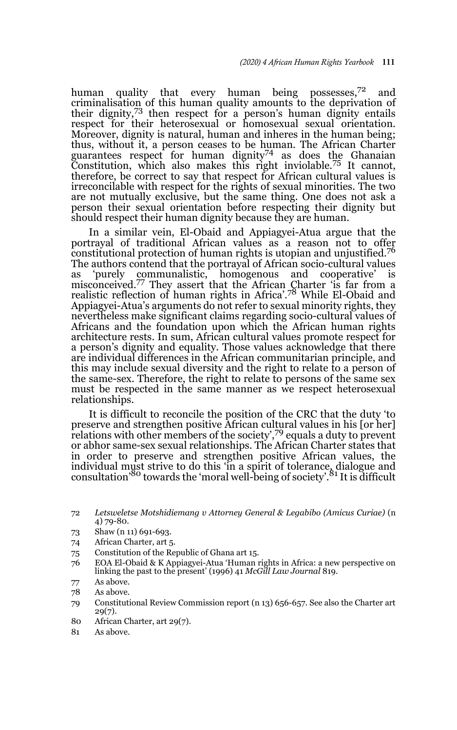human quality that every human being possesses,[72] and criminalisation of this human quality amounts to the deprivation of their dignity,[73] then respect for a person's human dignity entails respect for their heterosexual or homosexual sexual orientation. Moreover, dignity is natural, human and inheres in the human being; thus, without it, a person ceases to be human. The African Charter guarantees respect for human dignity[74] as does the Ghanaian Constitution, which also makes this right inviolable.[75] It cannot, therefore, be correct to say that respect for African cultural values is irreconcilable with respect for the rights of sexual minorities. The two are not mutually exclusive, but the same thing. One does not ask a person their sexual orientation before respecting their dignity but should respect their human dignity because they are human.

In a similar vein, El-Obaid and Appiagyei-Atua argue that the portrayal of traditional African values as a reason not to offer constitutional protection of human rights is utopian and unjustified.[76] The authors contend that the portrayal of African socio-cultural values as 'purely communalistic, homogenous and cooperative' is misconceived.[77] They assert that the African Charter 'is far from a realistic reflection of human rights in Africa'.[78] While El-Obaid and Appiagyei-Atua's arguments do not refer to sexual minority rights, they nevertheless make significant claims regarding socio-cultural values of Africans and the foundation upon which the African human rights architecture rests. In sum, African cultural values promote respect for a person's dignity and equality. Those values acknowledge that there are individual differences in the African communitarian principle, and this may include sexual diversity and the right to relate to a person of the same-sex. Therefore, the right to relate to persons of the same sex must be respected in the same manner as we respect heterosexual relationships.

It is difficult to reconcile the position of the CRC that the duty 'to preserve and strengthen positive African cultural values in his [or her] relations with other members of the society',[79] equals a duty to prevent or abhor same-sex sexual relationships. The African Charter states that in order to preserve and strengthen positive African values, the individual must strive to do this 'in a spirit of tolerance, dialogue and consultation'[80] towards the 'moral well-being of society'.[81] It is difficult

---

72 *Letsweletse Motshidiemang v Attorney General & Legabibo (Amicus Curiae)* (n 4) 79-80.

73 Shaw (n 11) 691-693.

74 African Charter, art 5.

75 Constitution of the Republic of Ghana art 15.

76 EOA El-Obaid & K Appiagyei-Atua 'Human rights in Africa: a new perspective on linking the past to the present' (1996) 41 *McGill Law Journal* 819.

77 As above.

78 As above.

79 Constitutional Review Commission report (n 13) 656-657. See also the Charter art 29(7).

80 African Charter, art 29(7).

81 As above.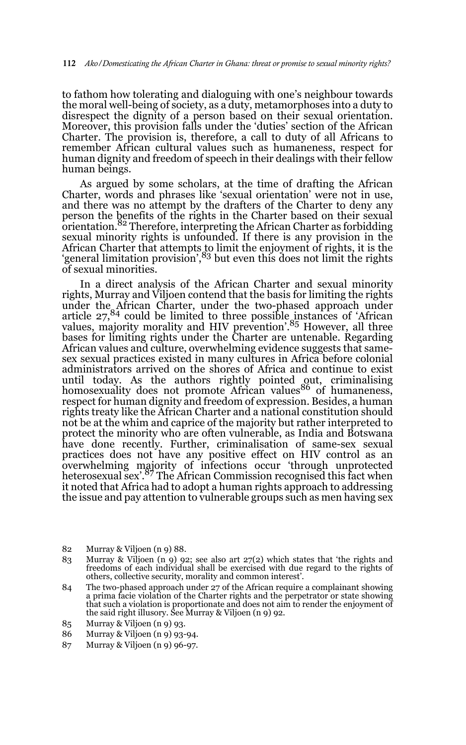to fathom how tolerating and dialoguing with one's neighbour towards the moral well-being of society, as a duty, metamorphoses into a duty to disrespect the dignity of a person based on their sexual orientation. Moreover, this provision falls under the 'duties' section of the African Charter. The provision is, therefore, a call to duty of all Africans to remember African cultural values such as humaneness, respect for human dignity and freedom of speech in their dealings with their fellow human beings.

As argued by some scholars, at the time of drafting the African Charter, words and phrases like 'sexual orientation' were not in use, and there was no attempt by the drafters of the Charter to deny any person the benefits of the rights in the Charter based on their sexual orientation.[82] Therefore, interpreting the African Charter as forbidding sexual minority rights is unfounded. If there is any provision in the African Charter that attempts to limit the enjoyment of rights, it is the 'general limitation provision',[83] but even this does not limit the rights of sexual minorities.

In a direct analysis of the African Charter and sexual minority rights, Murray and Viljoen contend that the basis for limiting the rights under the African Charter, under the two-phased approach under article 27,[84] could be limited to three possible instances of 'African values, majority morality and HIV prevention'.[85] However, all three bases for limiting rights under the Charter are untenable. Regarding African values and culture, overwhelming evidence suggests that same-sex sexual practices existed in many cultures in Africa before colonial administrators arrived on the shores of Africa and continue to exist until today. As the authors rightly pointed out, criminalising homosexuality does not promote African values[86] of humaneness, respect for human dignity and freedom of expression. Besides, a human rights treaty like the African Charter and a national constitution should not be at the whim and caprice of the majority but rather interpreted to protect the minority who are often vulnerable, as India and Botswana have done recently. Further, criminalisation of same-sex sexual practices does not have any positive effect on HIV control as an overwhelming majority of infections occur 'through unprotected heterosexual sex'.[87] The African Commission recognised this fact when it noted that Africa had to adopt a human rights approach to addressing the issue and pay attention to vulnerable groups such as men having sex

82 Murray & Viljoen (n 9) 88.

83 Murray & Viljoen (n 9) 92; see also art 27(2) which states that 'the rights and freedoms of each individual shall be exercised with due regard to the rights of others, collective security, morality and common interest'.

84 The two-phased approach under 27 of the African require a complainant showing a prima facie violation of the Charter rights and the perpetrator or state showing that such a violation is proportionate and does not aim to render the enjoyment of the said right illusory. See Murray & Viljoen (n 9) 92.

85 Murray & Viljoen (n 9) 93.

86 Murray & Viljoen (n 9) 93-94.

87 Murray & Viljoen (n 9) 96-97.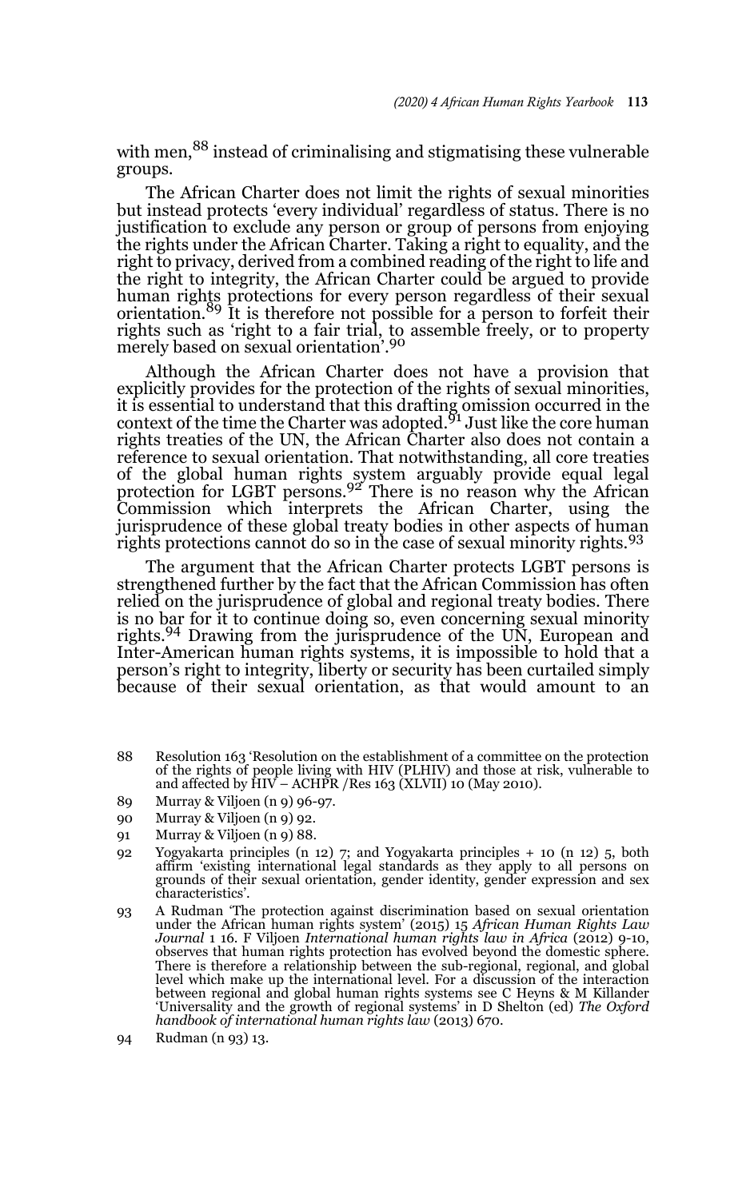with men,[88] instead of criminalising and stigmatising these vulnerable groups.

The African Charter does not limit the rights of sexual minorities but instead protects 'every individual' regardless of status. There is no justification to exclude any person or group of persons from enjoying the rights under the African Charter. Taking a right to equality, and the right to privacy, derived from a combined reading of the right to life and the right to integrity, the African Charter could be argued to provide human rights protections for every person regardless of their sexual orientation.[89] It is therefore not possible for a person to forfeit their rights such as 'right to a fair trial, to assemble freely, or to property merely based on sexual orientation'.[90]

Although the African Charter does not have a provision that explicitly provides for the protection of the rights of sexual minorities, it is essential to understand that this drafting omission occurred in the context of the time the Charter was adopted.[91] Just like the core human rights treaties of the UN, the African Charter also does not contain a reference to sexual orientation. That notwithstanding, all core treaties of the global human rights system arguably provide equal legal protection for LGBT persons.[92] There is no reason why the African Commission which interprets the African Charter, using the jurisprudence of these global treaty bodies in other aspects of human rights protections cannot do so in the case of sexual minority rights.[93]

The argument that the African Charter protects LGBT persons is strengthened further by the fact that the African Commission has often relied on the jurisprudence of global and regional treaty bodies. There is no bar for it to continue doing so, even concerning sexual minority rights.[94] Drawing from the jurisprudence of the UN, European and Inter-American human rights systems, it is impossible to hold that a person's right to integrity, liberty or security has been curtailed simply because of their sexual orientation, as that would amount to an

88 Resolution 163 'Resolution on the establishment of a committee on the protection of the rights of people living with HIV (PLHIV) and those at risk, vulnerable to and affected by HIV – ACHPR /Res 163 (XLVII) 10 (May 2010).

89 Murray & Viljoen (n 9) 96-97.

90 Murray & Viljoen (n 9) 92.

91 Murray & Viljoen (n 9) 88.

92 Yogyakarta principles (n 12) 7; and Yogyakarta principles + 10 (n 12) 5, both affirm 'existing international legal standards as they apply to all persons on grounds of their sexual orientation, gender identity, gender expression and sex characteristics'.

93 A Rudman 'The protection against discrimination based on sexual orientation under the African human rights system' (2015) 15 *African Human Rights Law Journal* 1 16. F Viljoen *International human rights law in Africa* (2012) 9-10, observes that human rights protection has evolved beyond the domestic sphere. There is therefore a relationship between the sub-regional, regional, and global level which make up the international level. For a discussion of the interaction between regional and global human rights systems see C Heyns & M Killander 'Universality and the growth of regional systems' in D Shelton (ed) *The Oxford handbook of international human rights law* (2013) 670.

94 Rudman (n 93) 13.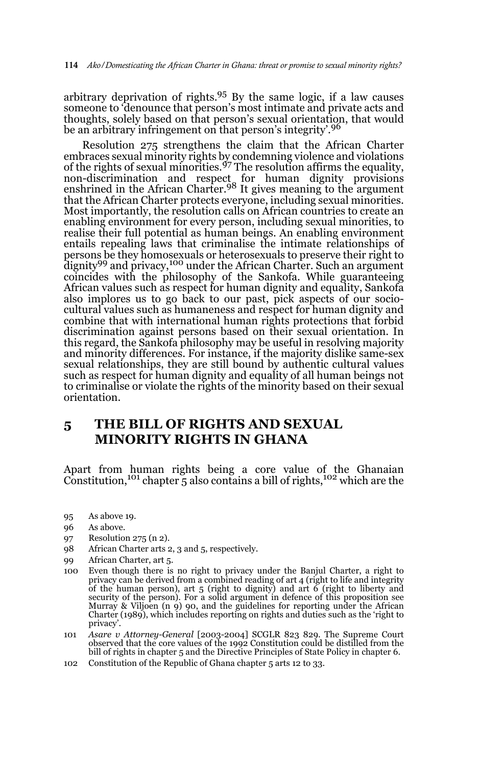arbitrary deprivation of rights.[95] By the same logic, if a law causes someone to 'denounce that person's most intimate and private acts and thoughts, solely based on that person's sexual orientation, that would be an arbitrary infringement on that person's integrity'.[96]

Resolution 275 strengthens the claim that the African Charter embraces sexual minority rights by condemning violence and violations of the rights of sexual minorities.[97] The resolution affirms the equality, non-discrimination and respect for human dignity provisions enshrined in the African Charter.[98] It gives meaning to the argument that the African Charter protects everyone, including sexual minorities. Most importantly, the resolution calls on African countries to create an enabling environment for every person, including sexual minorities, to realise their full potential as human beings. An enabling environment entails repealing laws that criminalise the intimate relationships of persons be they homosexuals or heterosexuals to preserve their right to dignity[99] and privacy,[100] under the African Charter. Such an argument coincides with the philosophy of the Sankofa. While guaranteeing African values such as respect for human dignity and equality, Sankofa also implores us to go back to our past, pick aspects of our socio-cultural values such as humaneness and respect for human dignity and combine that with international human rights protections that forbid discrimination against persons based on their sexual orientation. In this regard, the Sankofa philosophy may be useful in resolving majority and minority differences. For instance, if the majority dislike same-sex sexual relationships, they are still bound by authentic cultural values such as respect for human dignity and equality of all human beings not to criminalise or violate the rights of the minority based on their sexual orientation.

## 5 THE BILL OF RIGHTS AND SEXUAL MINORITY RIGHTS IN GHANA

Apart from human rights being a core value of the Ghanaian Constitution,[101] chapter 5 also contains a bill of rights,[102] which are the

---

95 As above 19.

96 As above.

97 Resolution 275 (n 2).

98 African Charter arts 2, 3 and 5, respectively.

99 African Charter, art 5.

100 Even though there is no right to privacy under the Banjul Charter, a right to privacy can be derived from a combined reading of art 4 (right to life and integrity of the human person), art 5 (right to dignity) and art 6 (right to liberty and security of the person). For a solid argument in defence of this proposition see Murray & Viljoen (n 9) 90, and the guidelines for reporting under the African Charter (1989), which includes reporting on rights and duties such as the 'right to privacy'.

101 *Asare v Attorney-General* [2003-2004] SCGLR 823 829. The Supreme Court observed that the core values of the 1992 Constitution could be distilled from the bill of rights in chapter 5 and the Directive Principles of State Policy in chapter 6.

102 Constitution of the Republic of Ghana chapter 5 arts 12 to 33.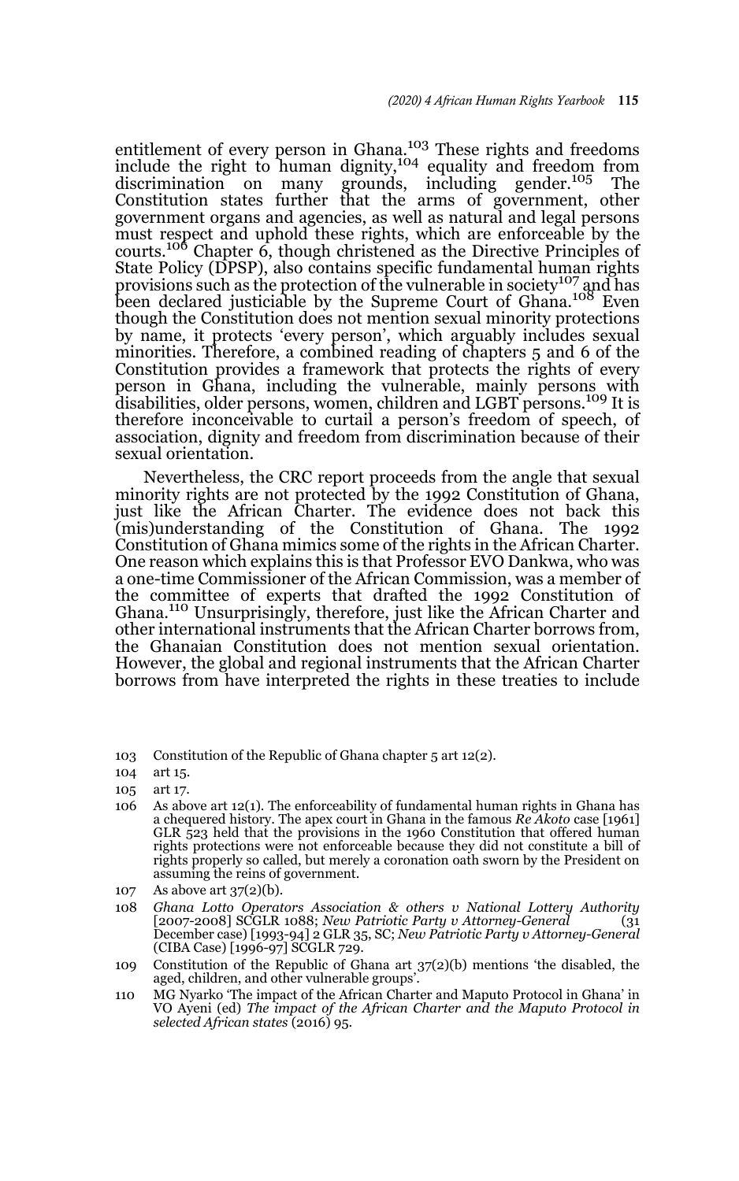entitlement of every person in Ghana.[103] These rights and freedoms include the right to human dignity,[104] equality and freedom from discrimination on many grounds, including gender.[105] The Constitution states further that the arms of government, other government organs and agencies, as well as natural and legal persons must respect and uphold these rights, which are enforceable by the courts.[106] Chapter 6, though christened as the Directive Principles of State Policy (DPSP), also contains specific fundamental human rights provisions such as the protection of the vulnerable in society[107] and has been declared justiciable by the Supreme Court of Ghana.[108] Even though the Constitution does not mention sexual minority protections by name, it protects 'every person', which arguably includes sexual minorities. Therefore, a combined reading of chapters 5 and 6 of the Constitution provides a framework that protects the rights of every person in Ghana, including the vulnerable, mainly persons with disabilities, older persons, women, children and LGBT persons.[109] It is therefore inconceivable to curtail a person's freedom of speech, of association, dignity and freedom from discrimination because of their sexual orientation.

Nevertheless, the CRC report proceeds from the angle that sexual minority rights are not protected by the 1992 Constitution of Ghana, just like the African Charter. The evidence does not back this (mis)understanding of the Constitution of Ghana. The 1992 Constitution of Ghana mimics some of the rights in the African Charter. One reason which explains this is that Professor EVO Dankwa, who was a one-time Commissioner of the African Commission, was a member of the committee of experts that drafted the 1992 Constitution of Ghana.[110] Unsurprisingly, therefore, just like the African Charter and other international instruments that the African Charter borrows from, the Ghanaian Constitution does not mention sexual orientation. However, the global and regional instruments that the African Charter borrows from have interpreted the rights in these treaties to include

---

103 Constitution of the Republic of Ghana chapter 5 art 12(2).

104 art 15.

105 art 17.

106 As above art 12(1). The enforceability of fundamental human rights in Ghana has a chequered history. The apex court in Ghana in the famous *Re Akoto* case [1961] GLR 523 held that the provisions in the 1960 Constitution that offered human rights protections were not enforceable because they did not constitute a bill of rights properly so called, but merely a coronation oath sworn by the President on assuming the reins of government.

107 As above art 37(2)(b).

108 *Ghana Lotto Operators Association & others v National Lottery Authority* [2007-2008] SCGLR 1088; *New Patriotic Party v Attorney-General* (31 December case) [1993-94] 2 GLR 35, SC; *New Patriotic Party v Attorney-General* (CIBA Case) [1996-97] SCGLR 729.

109 Constitution of the Republic of Ghana art 37(2)(b) mentions 'the disabled, the aged, children, and other vulnerable groups'.

110 MG Nyarko 'The impact of the African Charter and Maputo Protocol in Ghana' in VO Ayeni (ed) *The impact of the African Charter and the Maputo Protocol in selected African states* (2016) 95.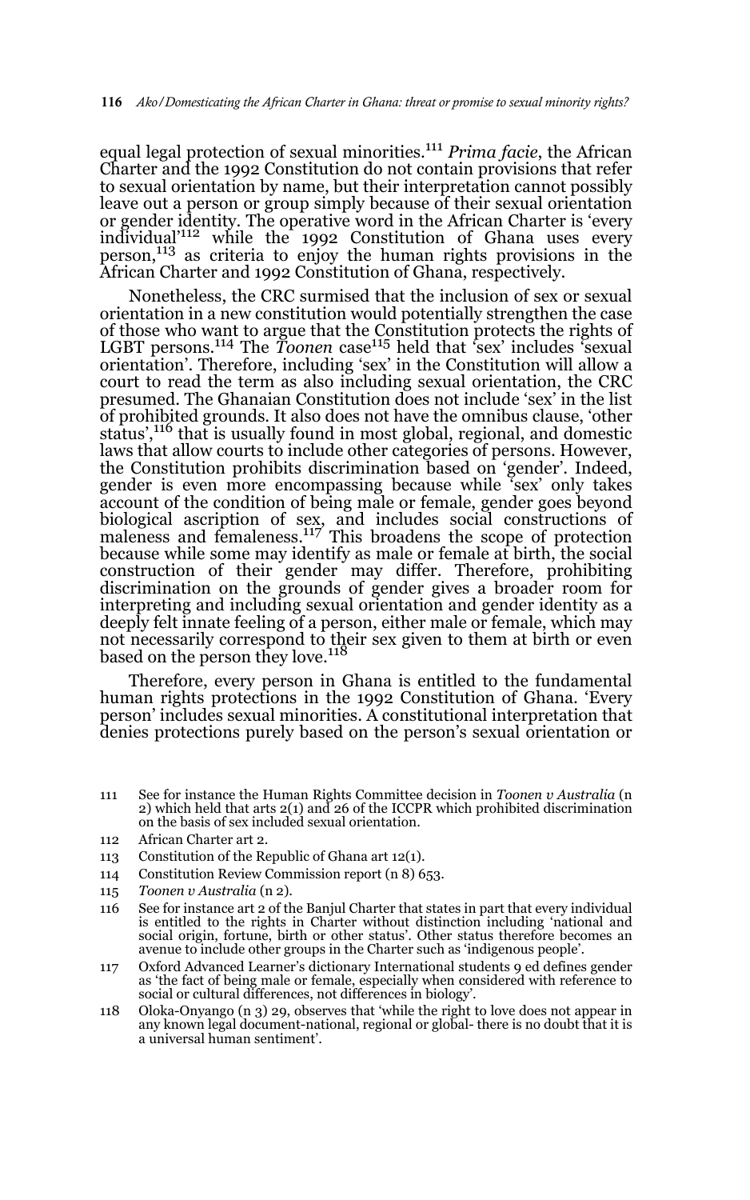equal legal protection of sexual minorities.[111] *Prima facie*, the African Charter and the 1992 Constitution do not contain provisions that refer to sexual orientation by name, but their interpretation cannot possibly leave out a person or group simply because of their sexual orientation or gender identity. The operative word in the African Charter is 'every individual'[112] while the 1992 Constitution of Ghana uses every person,[113] as criteria to enjoy the human rights provisions in the African Charter and 1992 Constitution of Ghana, respectively.

Nonetheless, the CRC surmised that the inclusion of sex or sexual orientation in a new constitution would potentially strengthen the case of those who want to argue that the Constitution protects the rights of LGBT persons.[114] The *Toonen* case[115] held that 'sex' includes 'sexual orientation'. Therefore, including 'sex' in the Constitution will allow a court to read the term as also including sexual orientation, the CRC presumed. The Ghanaian Constitution does not include 'sex' in the list of prohibited grounds. It also does not have the omnibus clause, 'other status',[116] that is usually found in most global, regional, and domestic laws that allow courts to include other categories of persons. However, the Constitution prohibits discrimination based on 'gender'. Indeed, gender is even more encompassing because while 'sex' only takes account of the condition of being male or female, gender goes beyond biological ascription of sex, and includes social constructions of maleness and femaleness.[117] This broadens the scope of protection because while some may identify as male or female at birth, the social construction of their gender may differ. Therefore, prohibiting discrimination on the grounds of gender gives a broader room for interpreting and including sexual orientation and gender identity as a deeply felt innate feeling of a person, either male or female, which may not necessarily correspond to their sex given to them at birth or even based on the person they love.[118]

Therefore, every person in Ghana is entitled to the fundamental human rights protections in the 1992 Constitution of Ghana. 'Every person' includes sexual minorities. A constitutional interpretation that denies protections purely based on the person's sexual orientation or

---

111 See for instance the Human Rights Committee decision in *Toonen v Australia* (n 2) which held that arts 2(1) and 26 of the ICCPR which prohibited discrimination on the basis of sex included sexual orientation.

112 African Charter art 2.

113 Constitution of the Republic of Ghana art 12(1).

114 Constitution Review Commission report (n 8) 653.

115 *Toonen v Australia* (n 2).

116 See for instance art 2 of the Banjul Charter that states in part that every individual is entitled to the rights in Charter without distinction including 'national and social origin, fortune, birth or other status'. Other status therefore becomes an avenue to include other groups in the Charter such as 'indigenous people'.

117 Oxford Advanced Learner's dictionary International students 9 ed defines gender as 'the fact of being male or female, especially when considered with reference to social or cultural differences, not differences in biology'.

118 Oloka-Onyango (n 3) 29, observes that 'while the right to love does not appear in any known legal document-national, regional or global- there is no doubt that it is a universal human sentiment'.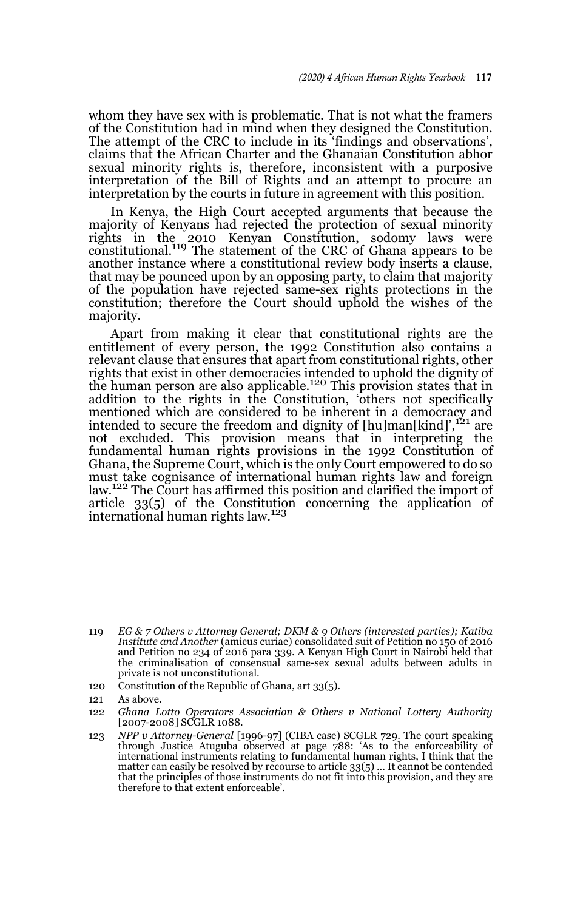whom they have sex with is problematic. That is not what the framers of the Constitution had in mind when they designed the Constitution. The attempt of the CRC to include in its 'findings and observations', claims that the African Charter and the Ghanaian Constitution abhor sexual minority rights is, therefore, inconsistent with a purposive interpretation of the Bill of Rights and an attempt to procure an interpretation by the courts in future in agreement with this position.

In Kenya, the High Court accepted arguments that because the majority of Kenyans had rejected the protection of sexual minority rights in the 2010 Kenyan Constitution, sodomy laws were constitutional.[119] The statement of the CRC of Ghana appears to be another instance where a constitutional review body inserts a clause, that may be pounced upon by an opposing party, to claim that majority of the population have rejected same-sex rights protections in the constitution; therefore the Court should uphold the wishes of the majority.

Apart from making it clear that constitutional rights are the entitlement of every person, the 1992 Constitution also contains a relevant clause that ensures that apart from constitutional rights, other rights that exist in other democracies intended to uphold the dignity of the human person are also applicable.[120] This provision states that in addition to the rights in the Constitution, 'others not specifically mentioned which are considered to be inherent in a democracy and intended to secure the freedom and dignity of [hu]man[kind]',[121] are not excluded. This provision means that in interpreting the fundamental human rights provisions in the 1992 Constitution of Ghana, the Supreme Court, which is the only Court empowered to do so must take cognisance of international human rights law and foreign law.[122] The Court has affirmed this position and clarified the import of article 33(5) of the Constitution concerning the application of international human rights law.[123]

119 *EG & 7 Others v Attorney General; DKM & 9 Others (interested parties); Katiba Institute and Another* (amicus curiae) consolidated suit of Petition no 150 of 2016 and Petition no 234 of 2016 para 339. A Kenyan High Court in Nairobi held that the criminalisation of consensual same-sex sexual adults between adults in private is not unconstitutional.

120 Constitution of the Republic of Ghana, art 33(5).

121 As above.

122 *Ghana Lotto Operators Association & Others v National Lottery Authority* [2007-2008] SCGLR 1088.

123 *NPP v Attorney-General* [1996-97] (CIBA case) SCGLR 729. The court speaking through Justice Atuguba observed at page 788: 'As to the enforceability of international instruments relating to fundamental human rights, I think that the matter can easily be resolved by recourse to article 33(5) ... It cannot be contended that the principles of those instruments do not fit into this provision, and they are therefore to that extent enforceable'.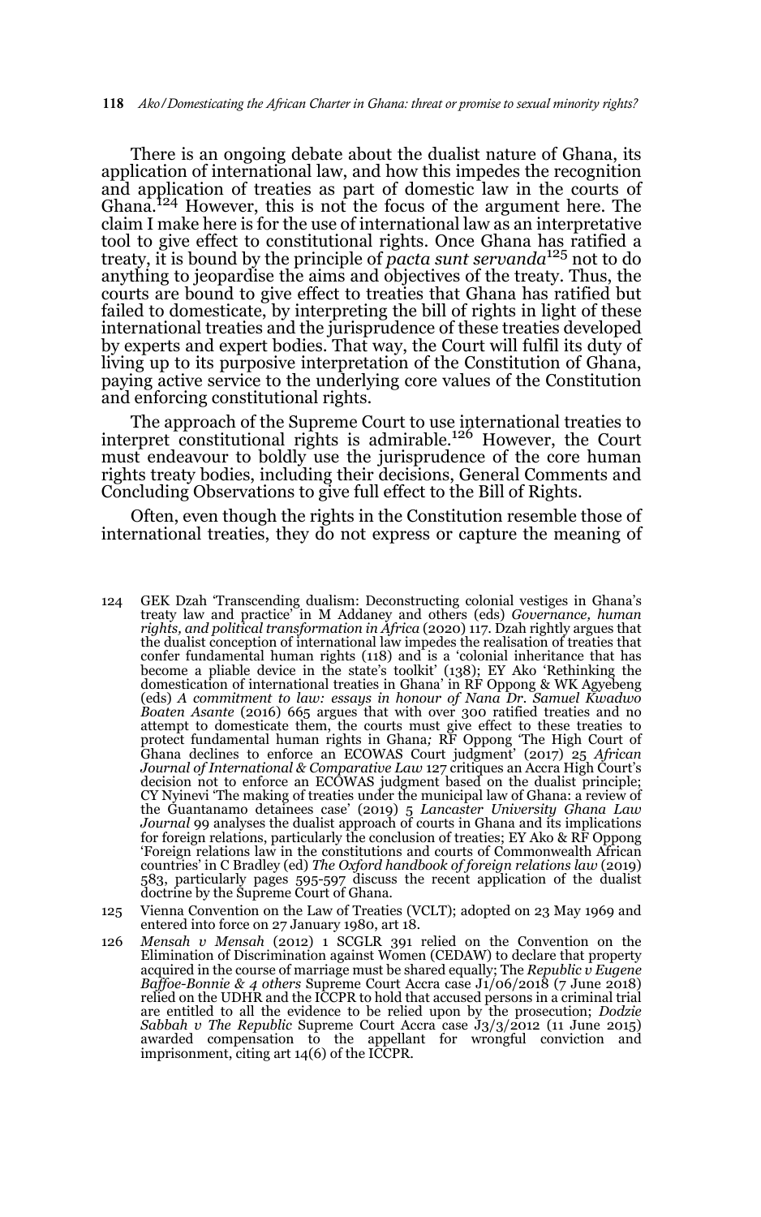There is an ongoing debate about the dualist nature of Ghana, its application of international law, and how this impedes the recognition and application of treaties as part of domestic law in the courts of Ghana.[124] However, this is not the focus of the argument here. The claim I make here is for the use of international law as an interpretative tool to give effect to constitutional rights. Once Ghana has ratified a treaty, it is bound by the principle of *pacta sunt servanda*[125] not to do anything to jeopardise the aims and objectives of the treaty. Thus, the courts are bound to give effect to treaties that Ghana has ratified but failed to domesticate, by interpreting the bill of rights in light of these international treaties and the jurisprudence of these treaties developed by experts and expert bodies. That way, the Court will fulfil its duty of living up to its purposive interpretation of the Constitution of Ghana, paying active service to the underlying core values of the Constitution and enforcing constitutional rights.

The approach of the Supreme Court to use international treaties to interpret constitutional rights is admirable.[126] However, the Court must endeavour to boldly use the jurisprudence of the core human rights treaty bodies, including their decisions, General Comments and Concluding Observations to give full effect to the Bill of Rights.

Often, even though the rights in the Constitution resemble those of international treaties, they do not express or capture the meaning of

---

124 GEK Dzah 'Transcending dualism: Deconstructing colonial vestiges in Ghana's treaty law and practice' in M Addaney and others (eds) *Governance, human rights, and political transformation in Africa* (2020) 117. Dzah rightly argues that the dualist conception of international law impedes the realisation of treaties that confer fundamental human rights (118) and is a 'colonial inheritance that has become a pliable device in the state's toolkit' (138); EY Ako 'Rethinking the domestication of international treaties in Ghana' in RF Oppong & WK Agyebeng (eds) *A commitment to law: essays in honour of Nana Dr. Samuel Kwadwo Boaten Asante* (2016) 665 argues that with over 300 ratified treaties and no attempt to domesticate them, the courts must give effect to these treaties to protect fundamental human rights in Ghana; RF Oppong 'The High Court of Ghana declines to enforce an ECOWAS Court judgment' (2017) 25 *African Journal of International & Comparative Law* 127 critiques an Accra High Court's decision not to enforce an ECOWAS judgment based on the dualist principle; CY Nyinevi 'The making of treaties under the municipal law of Ghana: a review of the Guantanamo detainees case' (2019) 5 *Lancaster University Ghana Law Journal* 99 analyses the dualist approach of courts in Ghana and its implications for foreign relations, particularly the conclusion of treaties; EY Ako & RF Oppong 'Foreign relations law in the constitutions and courts of Commonwealth African countries' in C Bradley (ed) *The Oxford handbook of foreign relations law* (2019) 583, particularly pages 595-597 discuss the recent application of the dualist doctrine by the Supreme Court of Ghana.

125 Vienna Convention on the Law of Treaties (VCLT); adopted on 23 May 1969 and entered into force on 27 January 1980, art 18.

126 *Mensah v Mensah* (2012) 1 SCGLR 391 relied on the Convention on the Elimination of Discrimination against Women (CEDAW) to declare that property acquired in the course of marriage must be shared equally; The *Republic v Eugene Baffoe-Bonnie & 4 others* Supreme Court Accra case J1/06/2018 (7 June 2018) relied on the UDHR and the ICCPR to hold that accused persons in a criminal trial are entitled to all the evidence to be relied upon by the prosecution; *Dodzie Sabbah v The Republic* Supreme Court Accra case J3/3/2012 (11 June 2015) awarded compensation to the appellant for wrongful conviction and imprisonment, citing art 14(6) of the ICCPR.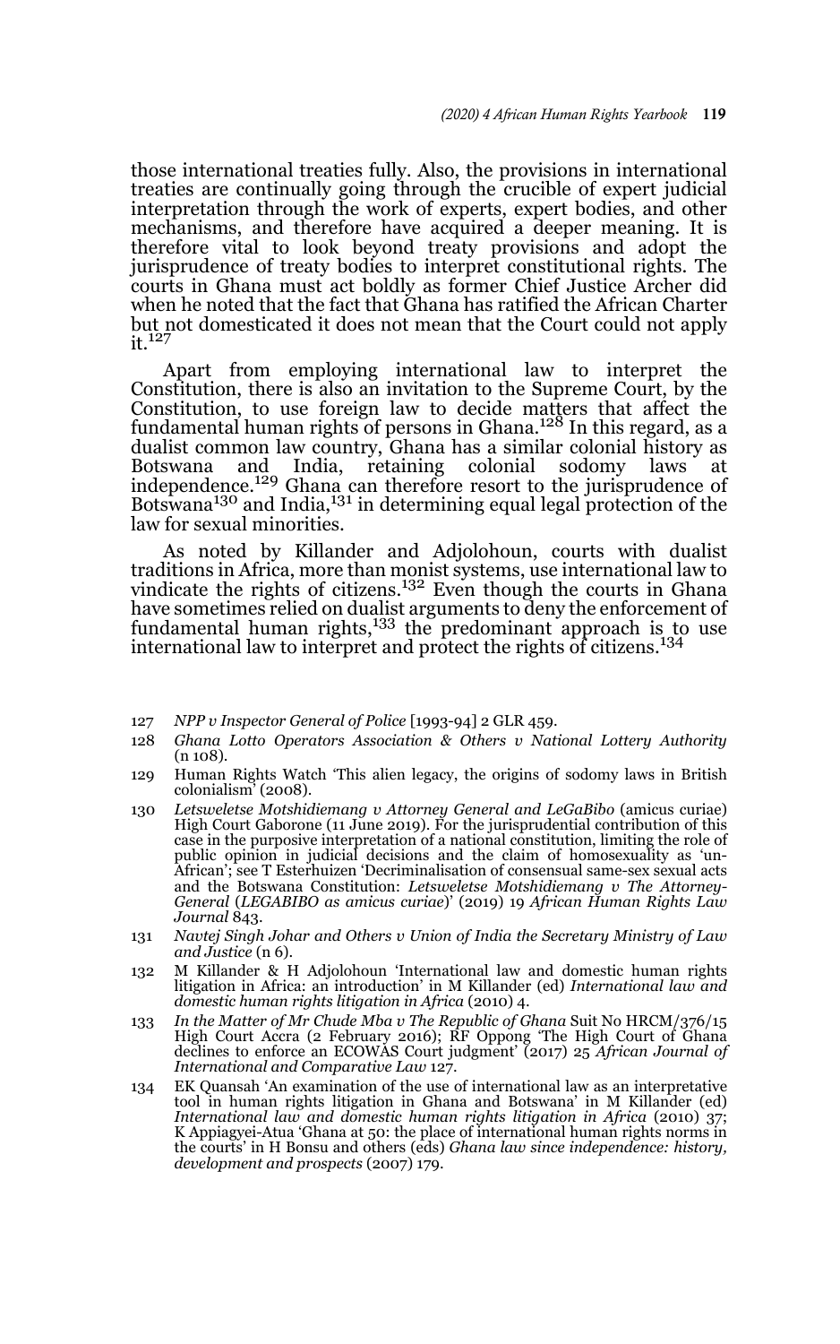those international treaties fully. Also, the provisions in international treaties are continually going through the crucible of expert judicial interpretation through the work of experts, expert bodies, and other mechanisms, and therefore have acquired a deeper meaning. It is therefore vital to look beyond treaty provisions and adopt the jurisprudence of treaty bodies to interpret constitutional rights. The courts in Ghana must act boldly as former Chief Justice Archer did when he noted that the fact that Ghana has ratified the African Charter but not domesticated it does not mean that the Court could not apply it.[127]

Apart from employing international law to interpret the Constitution, there is also an invitation to the Supreme Court, by the Constitution, to use foreign law to decide matters that affect the fundamental human rights of persons in Ghana.[128] In this regard, as a dualist common law country, Ghana has a similar colonial history as Botswana and India, retaining colonial sodomy laws at independence.[129] Ghana can therefore resort to the jurisprudence of Botswana[130] and India,[131] in determining equal legal protection of the law for sexual minorities.

As noted by Killander and Adjolohoun, courts with dualist traditions in Africa, more than monist systems, use international law to vindicate the rights of citizens.[132] Even though the courts in Ghana have sometimes relied on dualist arguments to deny the enforcement of fundamental human rights,[133] the predominant approach is to use international law to interpret and protect the rights of citizens.[134]

127 *NPP v Inspector General of Police* [1993-94] 2 GLR 459.

128 *Ghana Lotto Operators Association & Others v National Lottery Authority* (n 108).

129 Human Rights Watch 'This alien legacy, the origins of sodomy laws in British colonialism' (2008).

130 *Letsweletse Motshidiemang v Attorney General and LeGaBibo* (amicus curiae) High Court Gaborone (11 June 2019). For the jurisprudential contribution of this case in the purposive interpretation of a national constitution, limiting the role of public opinion in judicial decisions and the claim of homosexuality as 'un-African'; see T Esterhuizen 'Decriminalisation of consensual same-sex sexual acts and the Botswana Constitution: *Letsweletse Motshidiemang v The Attorney-General* (*LEGABIBO as amicus curiae*)' (2019) 19 *African Human Rights Law Journal* 843.

131 *Navtej Singh Johar and Others v Union of India the Secretary Ministry of Law and Justice* (n 6).

132 M Killander & H Adjolohoun 'International law and domestic human rights litigation in Africa: an introduction' in M Killander (ed) *International law and domestic human rights litigation in Africa* (2010) 4.

133 *In the Matter of Mr Chude Mba v The Republic of Ghana* Suit No HRCM/376/15 High Court Accra (2 February 2016); RF Oppong 'The High Court of Ghana declines to enforce an ECOWAS Court judgment' (2017) 25 *African Journal of International and Comparative Law* 127.

134 EK Quansah 'An examination of the use of international law as an interpretative tool in human rights litigation in Ghana and Botswana' in M Killander (ed) *International law and domestic human rights litigation in Africa* (2010) 37; K Appiagyei-Atua 'Ghana at 50: the place of international human rights norms in the courts' in H Bonsu and others (eds) *Ghana law since independence: history, development and prospects* (2007) 179.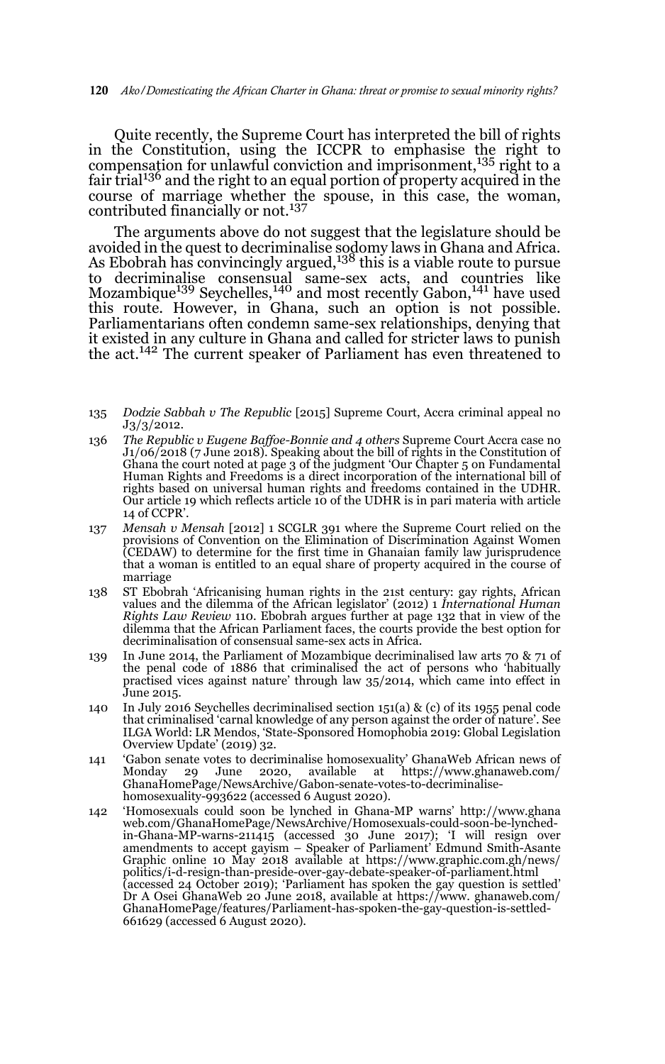Quite recently, the Supreme Court has interpreted the bill of rights in the Constitution, using the ICCPR to emphasise the right to compensation for unlawful conviction and imprisonment,[135] right to a fair trial[136] and the right to an equal portion of property acquired in the course of marriage whether the spouse, in this case, the woman, contributed financially or not.[137]

The arguments above do not suggest that the legislature should be avoided in the quest to decriminalise sodomy laws in Ghana and Africa. As Ebobrah has convincingly argued,[138] this is a viable route to pursue to decriminalise consensual same-sex acts, and countries like Mozambique[139] Seychelles,[140] and most recently Gabon,[141] have used this route. However, in Ghana, such an option is not possible. Parliamentarians often condemn same-sex relationships, denying that it existed in any culture in Ghana and called for stricter laws to punish the act.[142] The current speaker of Parliament has even threatened to

---

135 *Dodzie Sabbah v The Republic* [2015] Supreme Court, Accra criminal appeal no J3/3/2012.

136 *The Republic v Eugene Baffoe-Bonnie and 4 others* Supreme Court Accra case no J1/06/2018 (7 June 2018). Speaking about the bill of rights in the Constitution of Ghana the court noted at page 3 of the judgment 'Our Chapter 5 on Fundamental Human Rights and Freedoms is a direct incorporation of the international bill of rights based on universal human rights and freedoms contained in the UDHR. Our article 19 which reflects article 10 of the UDHR is in pari materia with article 14 of CCPR'.

137 *Mensah v Mensah* [2012] 1 SCGLR 391 where the Supreme Court relied on the provisions of Convention on the Elimination of Discrimination Against Women (CEDAW) to determine for the first time in Ghanaian family law jurisprudence that a woman is entitled to an equal share of property acquired in the course of marriage

138 ST Ebobrah 'Africanising human rights in the 21st century: gay rights, African values and the dilemma of the African legislator' (2012) 1 *International Human Rights Law Review* 110. Ebobrah argues further at page 132 that in view of the dilemma that the African Parliament faces, the courts provide the best option for decriminalisation of consensual same-sex acts in Africa.

139 In June 2014, the Parliament of Mozambique decriminalised law arts 70 & 71 of the penal code of 1886 that criminalised the act of persons who 'habitually practised vices against nature' through law 35/2014, which came into effect in June 2015.

140 In July 2016 Seychelles decriminalised section 151(a) & (c) of its 1955 penal code that criminalised 'carnal knowledge of any person against the order of nature'. See ILGA World: LR Mendos, 'State-Sponsored Homophobia 2019: Global Legislation Overview Update' (2019) 32.

141 'Gabon senate votes to decriminalise homosexuality' GhanaWeb African news of Monday 29 June 2020, available at https://www.ghanaweb.com/GhanaHomePage/NewsArchive/Gabon-senate-votes-to-decriminalise-homosexuality-993622 (accessed 6 August 2020).

142 'Homosexuals could soon be lynched in Ghana-MP warns' http://www.ghanaweb.com/GhanaHomePage/NewsArchive/Homosexuals-could-soon-be-lynched-in-Ghana-MP-warns-211415 (accessed 30 June 2017); 'I will resign over amendments to accept gayism – Speaker of Parliament' Edmund Smith-Asante Graphic online 10 May 2018 available at https://www.graphic.com.gh/news/politics/i-d-resign-than-preside-over-gay-debate-speaker-of-parliament.html (accessed 24 October 2019); 'Parliament has spoken the gay question is settled' Dr A Osei GhanaWeb 20 June 2018, available at https://www.ghanaweb.com/GhanaHomePage/features/Parliament-has-spoken-the-gay-question-is-settled-661629 (accessed 6 August 2020).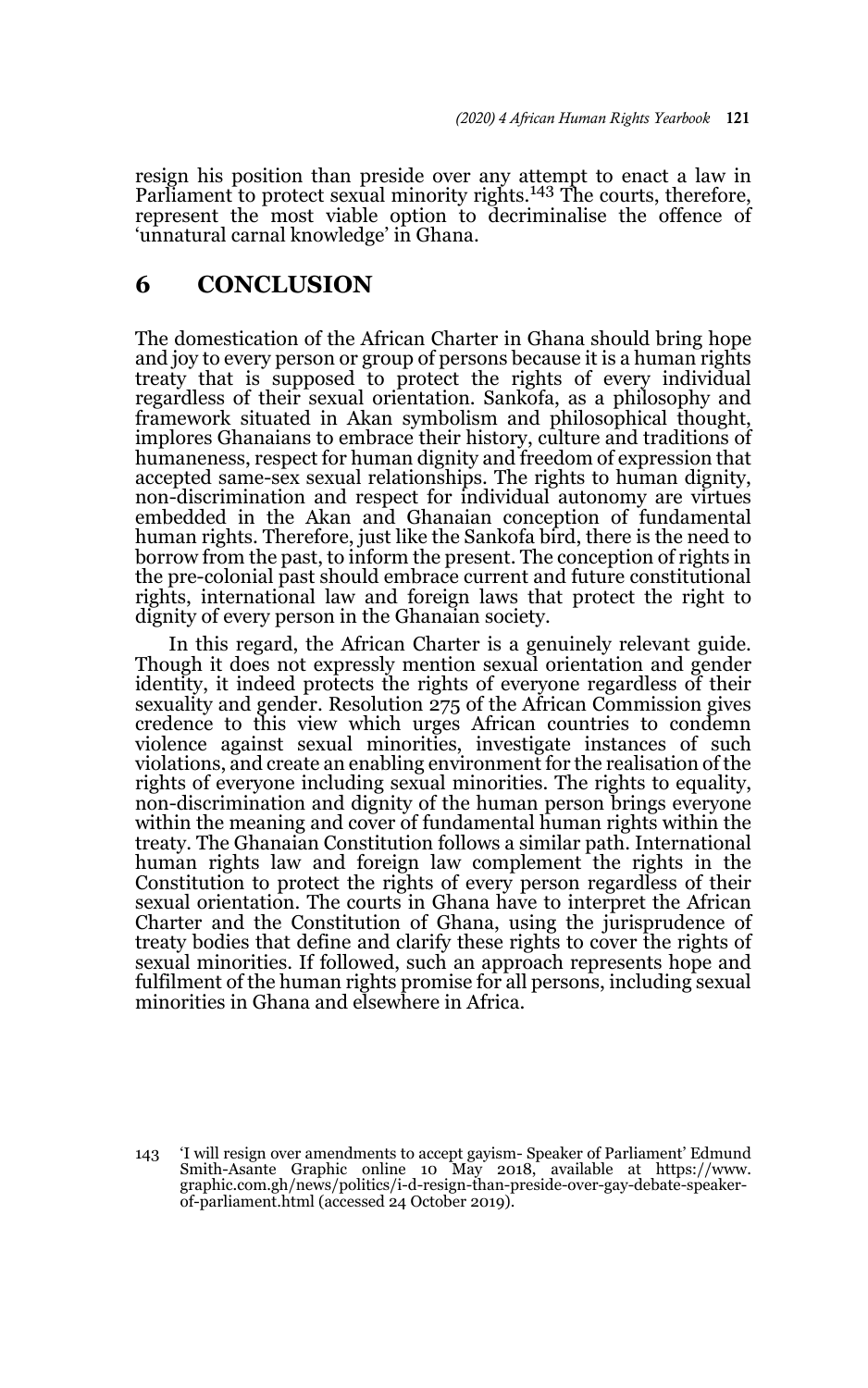resign his position than preside over any attempt to enact a law in Parliament to protect sexual minority rights.[143] The courts, therefore, represent the most viable option to decriminalise the offence of 'unnatural carnal knowledge' in Ghana.

## 6 CONCLUSION

The domestication of the African Charter in Ghana should bring hope and joy to every person or group of persons because it is a human rights treaty that is supposed to protect the rights of every individual regardless of their sexual orientation. Sankofa, as a philosophy and framework situated in Akan symbolism and philosophical thought, implores Ghanaians to embrace their history, culture and traditions of humaneness, respect for human dignity and freedom of expression that accepted same-sex sexual relationships. The rights to human dignity, non-discrimination and respect for individual autonomy are virtues embedded in the Akan and Ghanaian conception of fundamental human rights. Therefore, just like the Sankofa bird, there is the need to borrow from the past, to inform the present. The conception of rights in the pre-colonial past should embrace current and future constitutional rights, international law and foreign laws that protect the right to dignity of every person in the Ghanaian society.

In this regard, the African Charter is a genuinely relevant guide. Though it does not expressly mention sexual orientation and gender identity, it indeed protects the rights of everyone regardless of their sexuality and gender. Resolution 275 of the African Commission gives credence to this view which urges African countries to condemn violence against sexual minorities, investigate instances of such violations, and create an enabling environment for the realisation of the rights of everyone including sexual minorities. The rights to equality, non-discrimination and dignity of the human person brings everyone within the meaning and cover of fundamental human rights within the treaty. The Ghanaian Constitution follows a similar path. International human rights law and foreign law complement the rights in the Constitution to protect the rights of every person regardless of their sexual orientation. The courts in Ghana have to interpret the African Charter and the Constitution of Ghana, using the jurisprudence of treaty bodies that define and clarify these rights to cover the rights of sexual minorities. If followed, such an approach represents hope and fulfilment of the human rights promise for all persons, including sexual minorities in Ghana and elsewhere in Africa.

143 'I will resign over amendments to accept gayism- Speaker of Parliament' Edmund Smith-Asante Graphic online 10 May 2018, available at https://www.graphic.com.gh/news/politics/i-d-resign-than-preside-over-gay-debate-speaker-of-parliament.html (accessed 24 October 2019).